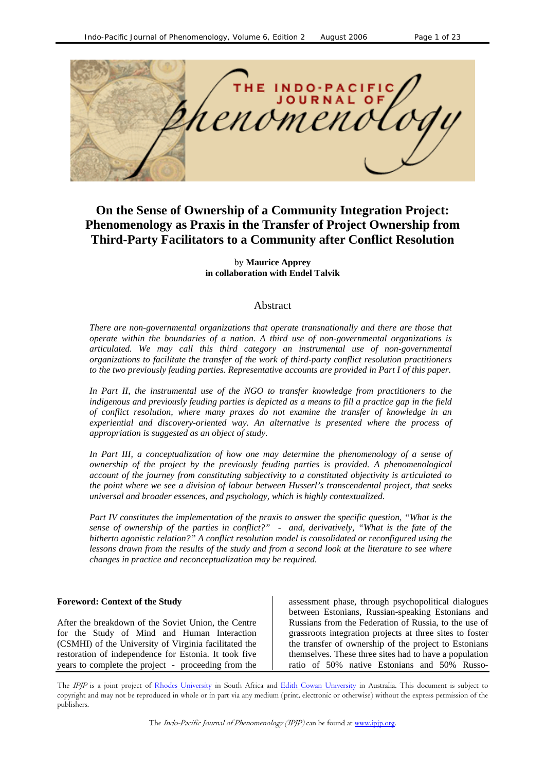# On the Sense of Ownership of a Community Integration Project: Phenomenology as Praxis in the Transfer of Project Ownership from Third-Party Facilitators to a Community after Conflict Resolution

by **Maurice Apprey**
**in collaboration with Endel Talvik**

## Abstract

*There are non-governmental organizations that operate transnationally and there are those that operate within the boundaries of a nation. A third use of non-governmental organizations is articulated. We may call this third category an instrumental use of non-governmental organizations to facilitate the transfer of the work of third-party conflict resolution practitioners to the two previously feuding parties. Representative accounts are provided in Part I of this paper.*

*In Part II, the instrumental use of the NGO to transfer knowledge from practitioners to the indigenous and previously feuding parties is depicted as a means to fill a practice gap in the field of conflict resolution, where many praxes do not examine the transfer of knowledge in an experiential and discovery-oriented way. An alternative is presented where the process of appropriation is suggested as an object of study.*

*In Part III, a conceptualization of how one may determine the phenomenology of a sense of ownership of the project by the previously feuding parties is provided. A phenomenological account of the journey from constituting subjectivity to a constituted objectivity is articulated to the point where we see a division of labour between Husserl's transcendental project, that seeks universal and broader essences, and psychology, which is highly contextualized.*

*Part IV constitutes the implementation of the praxis to answer the specific question, "What is the sense of ownership of the parties in conflict?" - and, derivatively, "What is the fate of the hitherto agonistic relation?" A conflict resolution model is consolidated or reconfigured using the lessons drawn from the results of the study and from a second look at the literature to see where changes in practice and reconceptualization may be required.*

**Foreword: Context of the Study**

After the breakdown of the Soviet Union, the Centre for the Study of Mind and Human Interaction (CSMHI) of the University of Virginia facilitated the restoration of independence for Estonia. It took five years to complete the project - proceeding from the assessment phase, through psychopolitical dialogues between Estonians, Russian-speaking Estonians and Russians from the Federation of Russia, to the use of grassroots integration projects at three sites to foster the transfer of ownership of the project to Estonians themselves. These three sites had to have a population ratio of 50% native Estonians and 50% Russo-

The *IPJP* is a joint project of Rhodes University in South Africa and Edith Cowan University in Australia. This document is subject to copyright and may not be reproduced in whole or in part via any medium (print, electronic or otherwise) without the express permission of the publishers.

The *Indo-Pacific Journal of Phenomenology (IPJP)* can be found at www.ipjp.org.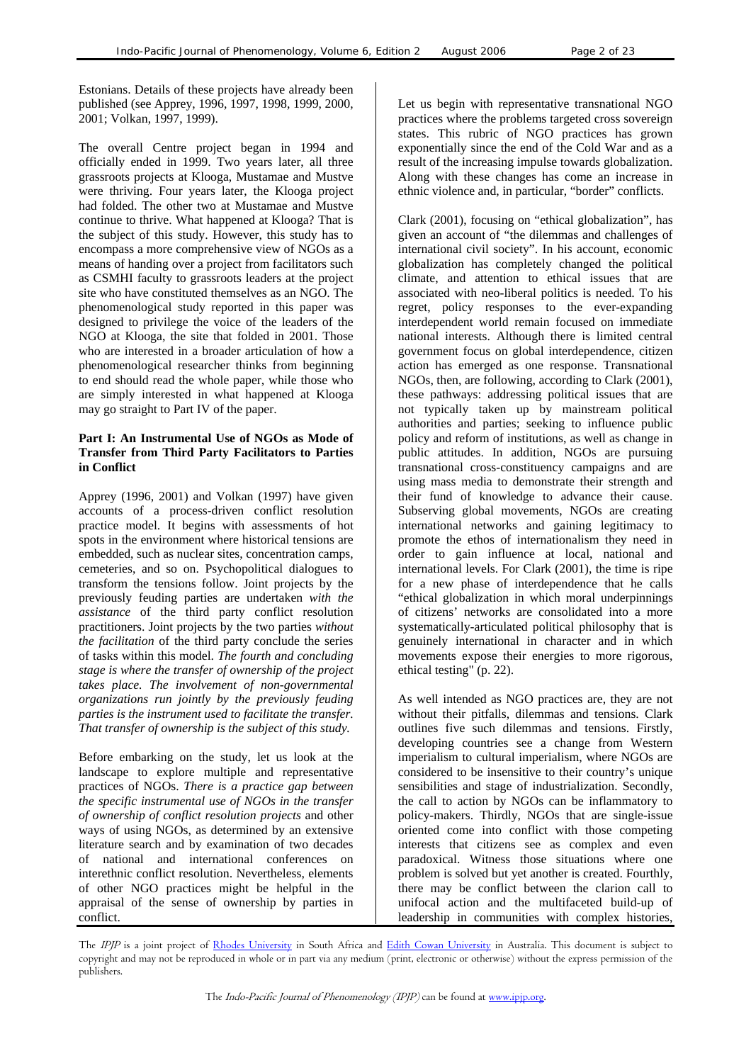Estonians. Details of these projects have already been published (see Apprey, 1996, 1997, 1998, 1999, 2000, 2001; Volkan, 1997, 1999).

The overall Centre project began in 1994 and officially ended in 1999. Two years later, all three grassroots projects at Klooga, Mustamae and Mustve were thriving. Four years later, the Klooga project had folded. The other two at Mustamae and Mustve continue to thrive. What happened at Klooga? That is the subject of this study. However, this study has to encompass a more comprehensive view of NGOs as a means of handing over a project from facilitators such as CSMHI faculty to grassroots leaders at the project site who have constituted themselves as an NGO. The phenomenological study reported in this paper was designed to privilege the voice of the leaders of the NGO at Klooga, the site that folded in 2001. Those who are interested in a broader articulation of how a phenomenological researcher thinks from beginning to end should read the whole paper, while those who are simply interested in what happened at Klooga may go straight to Part IV of the paper.

### Part I: An Instrumental Use of NGOs as Mode of Transfer from Third Party Facilitators to Parties in Conflict

Apprey (1996, 2001) and Volkan (1997) have given accounts of a process-driven conflict resolution practice model. It begins with assessments of hot spots in the environment where historical tensions are embedded, such as nuclear sites, concentration camps, cemeteries, and so on. Psychopolitical dialogues to transform the tensions follow. Joint projects by the previously feuding parties are undertaken *with the assistance* of the third party conflict resolution practitioners. Joint projects by the two parties *without the facilitation* of the third party conclude the series of tasks within this model. *The fourth and concluding stage is where the transfer of ownership of the project takes place. The involvement of non-governmental organizations run jointly by the previously feuding parties is the instrument used to facilitate the transfer. That transfer of ownership is the subject of this study.*

Before embarking on the study, let us look at the landscape to explore multiple and representative practices of NGOs. *There is a practice gap between the specific instrumental use of NGOs in the transfer of ownership of conflict resolution projects* and other ways of using NGOs, as determined by an extensive literature search and by examination of two decades of national and international conferences on interethnic conflict resolution. Nevertheless, elements of other NGO practices might be helpful in the appraisal of the sense of ownership by parties in conflict.

Let us begin with representative transnational NGO practices where the problems targeted cross sovereign states. This rubric of NGO practices has grown exponentially since the end of the Cold War and as a result of the increasing impulse towards globalization. Along with these changes has come an increase in ethnic violence and, in particular, "border" conflicts.

Clark (2001), focusing on "ethical globalization", has given an account of "the dilemmas and challenges of international civil society". In his account, economic globalization has completely changed the political climate, and attention to ethical issues that are associated with neo-liberal politics is needed. To his regret, policy responses to the ever-expanding interdependent world remain focused on immediate national interests. Although there is limited central government focus on global interdependence, citizen action has emerged as one response. Transnational NGOs, then, are following, according to Clark (2001), these pathways: addressing political issues that are not typically taken up by mainstream political authorities and parties; seeking to influence public policy and reform of institutions, as well as change in public attitudes. In addition, NGOs are pursuing transnational cross-constituency campaigns and are using mass media to demonstrate their strength and their fund of knowledge to advance their cause. Subserving global movements, NGOs are creating international networks and gaining legitimacy to promote the ethos of internationalism they need in order to gain influence at local, national and international levels. For Clark (2001), the time is ripe for a new phase of interdependence that he calls "ethical globalization in which moral underpinnings of citizens' networks are consolidated into a more systematically-articulated political philosophy that is genuinely international in character and in which movements expose their energies to more rigorous, ethical testing" (p. 22).

As well intended as NGO practices are, they are not without their pitfalls, dilemmas and tensions. Clark outlines five such dilemmas and tensions. Firstly, developing countries see a change from Western imperialism to cultural imperialism, where NGOs are considered to be insensitive to their country's unique sensibilities and stage of industrialization. Secondly, the call to action by NGOs can be inflammatory to policy-makers. Thirdly, NGOs that are single-issue oriented come into conflict with those competing interests that citizens see as complex and even paradoxical. Witness those situations where one problem is solved but yet another is created. Fourthly, there may be conflict between the clarion call to unifocal action and the multifaceted build-up of leadership in communities with complex histories,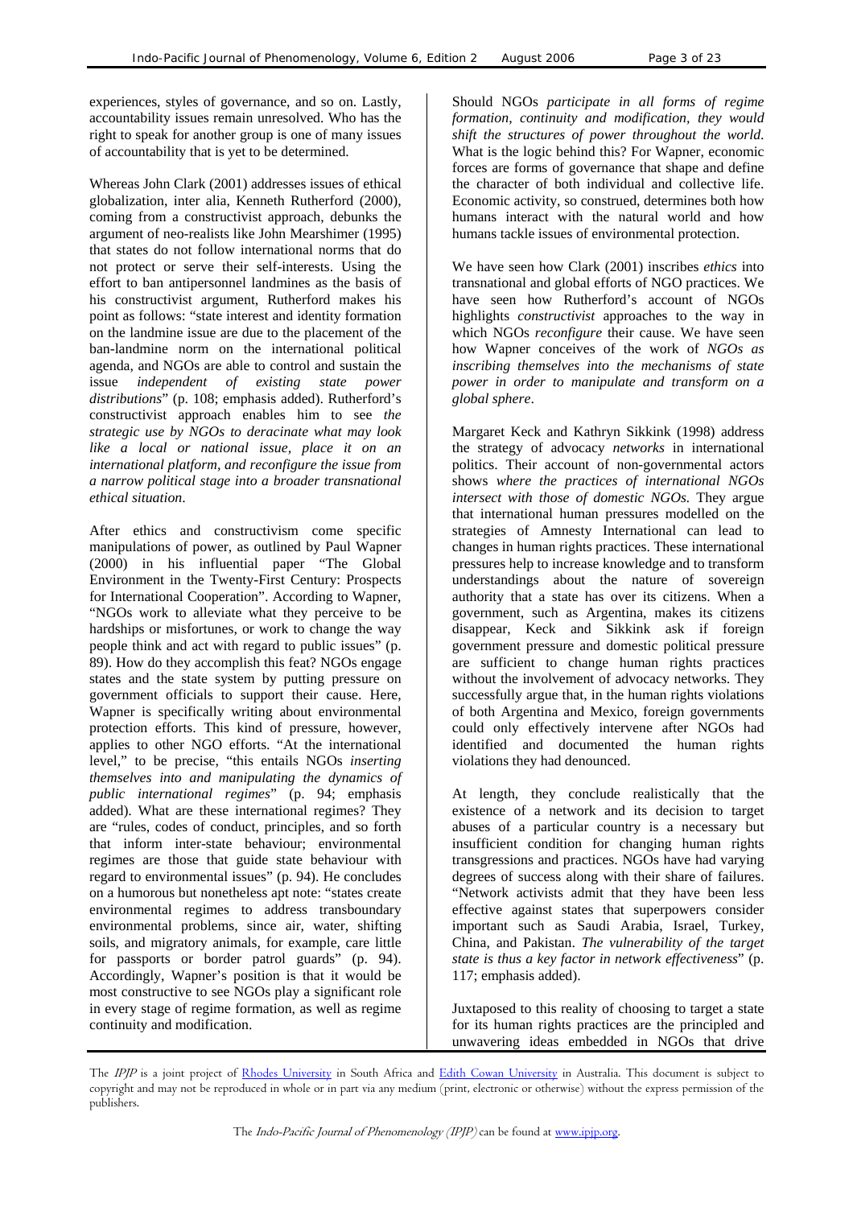experiences, styles of governance, and so on. Lastly, accountability issues remain unresolved. Who has the right to speak for another group is one of many issues of accountability that is yet to be determined.

Whereas John Clark (2001) addresses issues of ethical globalization, inter alia, Kenneth Rutherford (2000), coming from a constructivist approach, debunks the argument of neo-realists like John Mearshimer (1995) that states do not follow international norms that do not protect or serve their self-interests. Using the effort to ban antipersonnel landmines as the basis of his constructivist argument, Rutherford makes his point as follows: "state interest and identity formation on the landmine issue are due to the placement of the ban-landmine norm on the international political agenda, and NGOs are able to control and sustain the issue *independent of existing state power distributions*" (p. 108; emphasis added). Rutherford's constructivist approach enables him to see *the strategic use by NGOs to deracinate what may look like a local or national issue, place it on an international platform, and reconfigure the issue from a narrow political stage into a broader transnational ethical situation*.

After ethics and constructivism come specific manipulations of power, as outlined by Paul Wapner (2000) in his influential paper "The Global Environment in the Twenty-First Century: Prospects for International Cooperation". According to Wapner, "NGOs work to alleviate what they perceive to be hardships or misfortunes, or work to change the way people think and act with regard to public issues" (p. 89). How do they accomplish this feat? NGOs engage states and the state system by putting pressure on government officials to support their cause. Here, Wapner is specifically writing about environmental protection efforts. This kind of pressure, however, applies to other NGO efforts. "At the international level," to be precise, "this entails NGOs *inserting themselves into and manipulating the dynamics of public international regimes*" (p. 94; emphasis added). What are these international regimes? They are "rules, codes of conduct, principles, and so forth that inform inter-state behaviour; environmental regimes are those that guide state behaviour with regard to environmental issues" (p. 94). He concludes on a humorous but nonetheless apt note: "states create environmental regimes to address transboundary environmental problems, since air, water, shifting soils, and migratory animals, for example, care little for passports or border patrol guards" (p. 94). Accordingly, Wapner's position is that it would be most constructive to see NGOs play a significant role in every stage of regime formation, as well as regime continuity and modification.

Should NGOs *participate in all forms of regime formation, continuity and modification, they would shift the structures of power throughout the world.* What is the logic behind this? For Wapner, economic forces are forms of governance that shape and define the character of both individual and collective life. Economic activity, so construed, determines both how humans interact with the natural world and how humans tackle issues of environmental protection.

We have seen how Clark (2001) inscribes *ethics* into transnational and global efforts of NGO practices. We have seen how Rutherford's account of NGOs highlights *constructivist* approaches to the way in which NGOs *reconfigure* their cause. We have seen how Wapner conceives of the work of *NGOs as inscribing themselves into the mechanisms of state power in order to manipulate and transform on a global sphere*.

Margaret Keck and Kathryn Sikkink (1998) address the strategy of advocacy *networks* in international politics. Their account of non-governmental actors shows *where the practices of international NGOs intersect with those of domestic NGOs*. They argue that international human pressures modelled on the strategies of Amnesty International can lead to changes in human rights practices. These international pressures help to increase knowledge and to transform understandings about the nature of sovereign authority that a state has over its citizens. When a government, such as Argentina, makes its citizens disappear, Keck and Sikkink ask if foreign government pressure and domestic political pressure are sufficient to change human rights practices without the involvement of advocacy networks. They successfully argue that, in the human rights violations of both Argentina and Mexico, foreign governments could only effectively intervene after NGOs had identified and documented the human rights violations they had denounced.

At length, they conclude realistically that the existence of a network and its decision to target abuses of a particular country is a necessary but insufficient condition for changing human rights transgressions and practices. NGOs have had varying degrees of success along with their share of failures. "Network activists admit that they have been less effective against states that superpowers consider important such as Saudi Arabia, Israel, Turkey, China, and Pakistan. *The vulnerability of the target state is thus a key factor in network effectiveness*" (p. 117; emphasis added).

Juxtaposed to this reality of choosing to target a state for its human rights practices are the principled and unwavering ideas embedded in NGOs that drive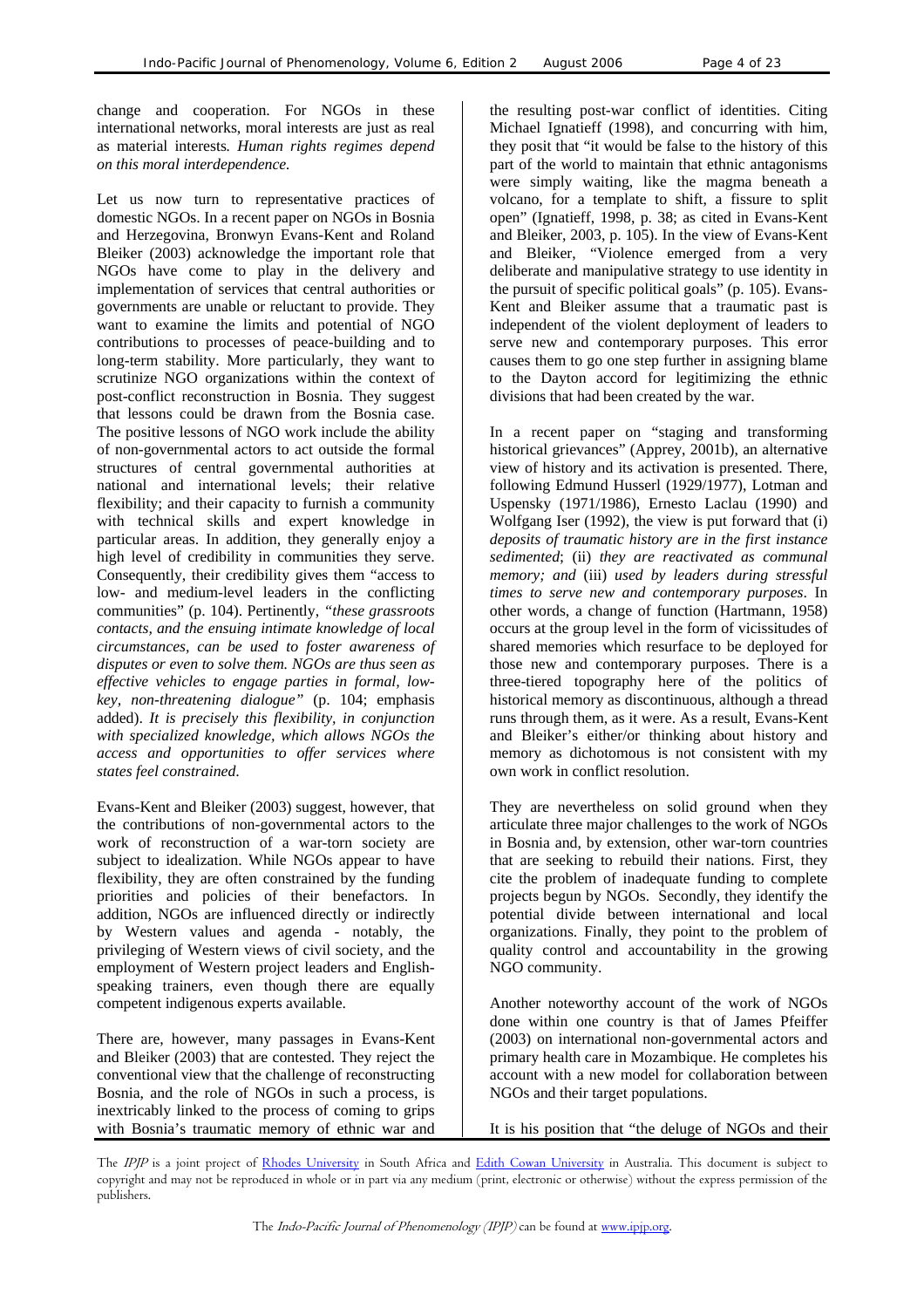change and cooperation. For NGOs in these international networks, moral interests are just as real as material interests*. Human rights regimes depend on this moral interdependence.*

Let us now turn to representative practices of domestic NGOs. In a recent paper on NGOs in Bosnia and Herzegovina, Bronwyn Evans-Kent and Roland Bleiker (2003) acknowledge the important role that NGOs have come to play in the delivery and implementation of services that central authorities or governments are unable or reluctant to provide. They want to examine the limits and potential of NGO contributions to processes of peace-building and to long-term stability. More particularly, they want to scrutinize NGO organizations within the context of post-conflict reconstruction in Bosnia. They suggest that lessons could be drawn from the Bosnia case. The positive lessons of NGO work include the ability of non-governmental actors to act outside the formal structures of central governmental authorities at national and international levels; their relative flexibility; and their capacity to furnish a community with technical skills and expert knowledge in particular areas. In addition, they generally enjoy a high level of credibility in communities they serve. Consequently, their credibility gives them "access to low- and medium-level leaders in the conflicting communities" (p. 104). Pertinently, *"these grassroots contacts, and the ensuing intimate knowledge of local circumstances, can be used to foster awareness of disputes or even to solve them. NGOs are thus seen as effective vehicles to engage parties in formal, low-key, non-threatening dialogue"* (p. 104; emphasis added). *It is precisely this flexibility, in conjunction with specialized knowledge, which allows NGOs the access and opportunities to offer services where states feel constrained.*

Evans-Kent and Bleiker (2003) suggest, however, that the contributions of non-governmental actors to the work of reconstruction of a war-torn society are subject to idealization. While NGOs appear to have flexibility, they are often constrained by the funding priorities and policies of their benefactors. In addition, NGOs are influenced directly or indirectly by Western values and agenda - notably, the privileging of Western views of civil society, and the employment of Western project leaders and English-speaking trainers, even though there are equally competent indigenous experts available.

There are, however, many passages in Evans-Kent and Bleiker (2003) that are contested. They reject the conventional view that the challenge of reconstructing Bosnia, and the role of NGOs in such a process, is inextricably linked to the process of coming to grips with Bosnia's traumatic memory of ethnic war and the resulting post-war conflict of identities. Citing Michael Ignatieff (1998), and concurring with him, they posit that "it would be false to the history of this part of the world to maintain that ethnic antagonisms were simply waiting, like the magma beneath a volcano, for a template to shift, a fissure to split open" (Ignatieff, 1998, p. 38; as cited in Evans-Kent and Bleiker, 2003, p. 105). In the view of Evans-Kent and Bleiker, "Violence emerged from a very deliberate and manipulative strategy to use identity in the pursuit of specific political goals" (p. 105). Evans-Kent and Bleiker assume that a traumatic past is independent of the violent deployment of leaders to serve new and contemporary purposes. This error causes them to go one step further in assigning blame to the Dayton accord for legitimizing the ethnic divisions that had been created by the war.

In a recent paper on "staging and transforming historical grievances" (Apprey, 2001b), an alternative view of history and its activation is presented. There, following Edmund Husserl (1929/1977), Lotman and Uspensky (1971/1986), Ernesto Laclau (1990) and Wolfgang Iser (1992), the view is put forward that (i) *deposits of traumatic history are in the first instance sedimented*; (ii) *they are reactivated as communal memory; and* (iii) *used by leaders during stressful times to serve new and contemporary purposes*. In other words, a change of function (Hartmann, 1958) occurs at the group level in the form of vicissitudes of shared memories which resurface to be deployed for those new and contemporary purposes. There is a three-tiered topography here of the politics of historical memory as discontinuous, although a thread runs through them, as it were. As a result, Evans-Kent and Bleiker's either/or thinking about history and memory as dichotomous is not consistent with my own work in conflict resolution.

They are nevertheless on solid ground when they articulate three major challenges to the work of NGOs in Bosnia and, by extension, other war-torn countries that are seeking to rebuild their nations. First, they cite the problem of inadequate funding to complete projects begun by NGOs. Secondly, they identify the potential divide between international and local organizations. Finally, they point to the problem of quality control and accountability in the growing NGO community.

Another noteworthy account of the work of NGOs done within one country is that of James Pfeiffer (2003) on international non-governmental actors and primary health care in Mozambique. He completes his account with a new model for collaboration between NGOs and their target populations.

It is his position that "the deluge of NGOs and their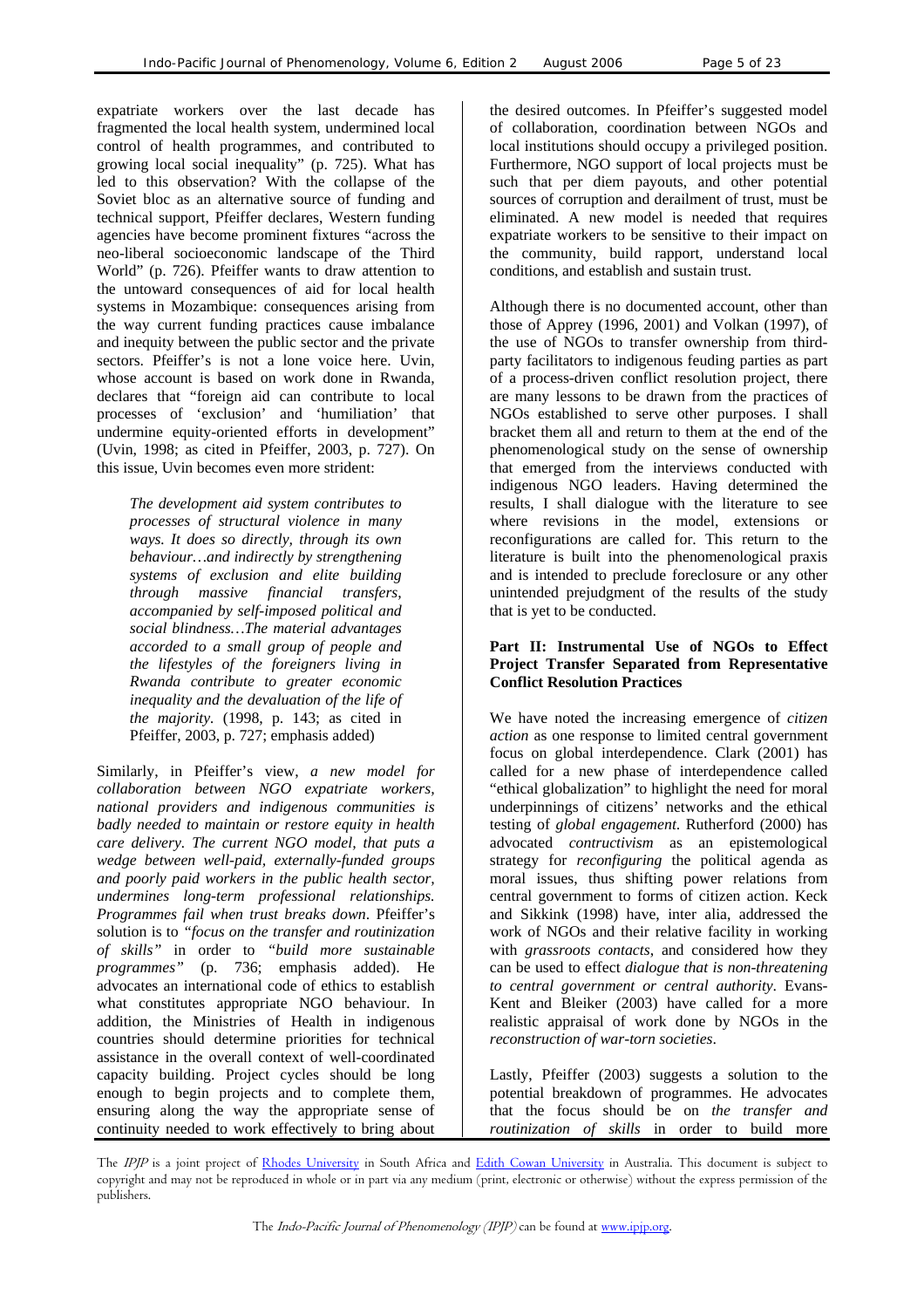expatriate workers over the last decade has fragmented the local health system, undermined local control of health programmes, and contributed to growing local social inequality" (p. 725). What has led to this observation? With the collapse of the Soviet bloc as an alternative source of funding and technical support, Pfeiffer declares, Western funding agencies have become prominent fixtures "across the neo-liberal socioeconomic landscape of the Third World" (p. 726). Pfeiffer wants to draw attention to the untoward consequences of aid for local health systems in Mozambique: consequences arising from the way current funding practices cause imbalance and inequity between the public sector and the private sectors. Pfeiffer's is not a lone voice here. Uvin, whose account is based on work done in Rwanda, declares that "foreign aid can contribute to local processes of 'exclusion' and 'humiliation' that undermine equity-oriented efforts in development" (Uvin, 1998; as cited in Pfeiffer, 2003, p. 727). On this issue, Uvin becomes even more strident:

> *The development aid system contributes to processes of structural violence in many ways. It does so directly, through its own behaviour…and indirectly by strengthening systems of exclusion and elite building through massive financial transfers, accompanied by self-imposed political and social blindness…The material advantages accorded to a small group of people and the lifestyles of the foreigners living in Rwanda contribute to greater economic inequality and the devaluation of the life of the majority.* (1998, p. 143; as cited in Pfeiffer, 2003, p. 727; emphasis added)

Similarly, in Pfeiffer's view, *a new model for collaboration between NGO expatriate workers, national providers and indigenous communities is badly needed to maintain or restore equity in health care delivery. The current NGO model, that puts a wedge between well-paid, externally-funded groups and poorly paid workers in the public health sector, undermines long-term professional relationships. Programmes fail when trust breaks down*. Pfeiffer's solution is to *"focus on the transfer and routinization of skills"* in order to *"build more sustainable programmes"* (p. 736; emphasis added). He advocates an international code of ethics to establish what constitutes appropriate NGO behaviour. In addition, the Ministries of Health in indigenous countries should determine priorities for technical assistance in the overall context of well-coordinated capacity building. Project cycles should be long enough to begin projects and to complete them, ensuring along the way the appropriate sense of continuity needed to work effectively to bring about the desired outcomes. In Pfeiffer's suggested model of collaboration, coordination between NGOs and local institutions should occupy a privileged position. Furthermore, NGO support of local projects must be such that per diem payouts, and other potential sources of corruption and derailment of trust, must be eliminated. A new model is needed that requires expatriate workers to be sensitive to their impact on the community, build rapport, understand local conditions, and establish and sustain trust.

Although there is no documented account, other than those of Apprey (1996, 2001) and Volkan (1997), of the use of NGOs to transfer ownership from third-party facilitators to indigenous feuding parties as part of a process-driven conflict resolution project, there are many lessons to be drawn from the practices of NGOs established to serve other purposes. I shall bracket them all and return to them at the end of the phenomenological study on the sense of ownership that emerged from the interviews conducted with indigenous NGO leaders. Having determined the results, I shall dialogue with the literature to see where revisions in the model, extensions or reconfigurations are called for. This return to the literature is built into the phenomenological praxis and is intended to preclude foreclosure or any other unintended prejudgment of the results of the study that is yet to be conducted.

## Part II: Instrumental Use of NGOs to Effect Project Transfer Separated from Representative Conflict Resolution Practices

We have noted the increasing emergence of *citizen action* as one response to limited central government focus on global interdependence. Clark (2001) has called for a new phase of interdependence called "ethical globalization" to highlight the need for moral underpinnings of citizens' networks and the ethical testing of *global engagement*. Rutherford (2000) has advocated *contructivism* as an epistemological strategy for *reconfiguring* the political agenda as moral issues, thus shifting power relations from central government to forms of citizen action. Keck and Sikkink (1998) have, inter alia, addressed the work of NGOs and their relative facility in working with *grassroots contacts*, and considered how they can be used to effect *dialogue that is non-threatening to central government or central authority*. Evans-Kent and Bleiker (2003) have called for a more realistic appraisal of work done by NGOs in the *reconstruction of war-torn societies*.

Lastly, Pfeiffer (2003) suggests a solution to the potential breakdown of programmes. He advocates that the focus should be on *the transfer and routinization of skills* in order to build more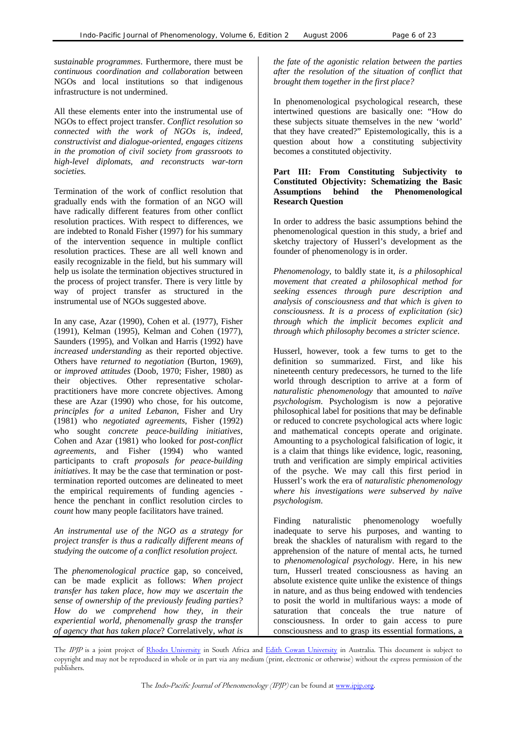*sustainable programmes*. Furthermore, there must be *continuous coordination and collaboration* between NGOs and local institutions so that indigenous infrastructure is not undermined.

All these elements enter into the instrumental use of NGOs to effect project transfer. *Conflict resolution so connected with the work of NGOs is, indeed, constructivist and dialogue-oriented, engages citizens in the promotion of civil society from grassroots to high-level diplomats, and reconstructs war-torn societies.*

Termination of the work of conflict resolution that gradually ends with the formation of an NGO will have radically different features from other conflict resolution practices. With respect to differences, we are indebted to Ronald Fisher (1997) for his summary of the intervention sequence in multiple conflict resolution practices. These are all well known and easily recognizable in the field, but his summary will help us isolate the termination objectives structured in the process of project transfer. There is very little by way of project transfer as structured in the instrumental use of NGOs suggested above.

In any case, Azar (1990), Cohen et al. (1977), Fisher (1991), Kelman (1995), Kelman and Cohen (1977), Saunders (1995), and Volkan and Harris (1992) have *increased understanding* as their reported objective. Others have *returned to negotiation* (Burton, 1969), or *improved attitudes* (Doob, 1970; Fisher, 1980) as their objectives. Other representative scholar-practitioners have more concrete objectives. Among these are Azar (1990) who chose, for his outcome, *principles for a united Lebanon*, Fisher and Ury (1981) who *negotiated agreements*, Fisher (1992) who sought *concrete peace-building initiatives*, Cohen and Azar (1981) who looked for *post-conflict agreements*, and Fisher (1994) who wanted participants to craft *proposals for peace-building initiatives*. It may be the case that termination or post-termination reported outcomes are delineated to meet the empirical requirements of funding agencies - hence the penchant in conflict resolution circles to *count* how many people facilitators have trained.

*An instrumental use of the NGO as a strategy for project transfer is thus a radically different means of studying the outcome of a conflict resolution project.*

The *phenomenological practice* gap, so conceived, can be made explicit as follows: *When project transfer has taken place, how may we ascertain the sense of ownership of the previously feuding parties? How do we comprehend how they, in their experiential world, phenomenally grasp the transfer of agency that has taken place*? Correlatively, *what is the fate of the agonistic relation between the parties after the resolution of the situation of conflict that brought them together in the first place?*

In phenomenological psychological research, these intertwined questions are basically one: "How do these subjects situate themselves in the new 'world' that they have created?" Epistemologically, this is a question about how a constituting subjectivity becomes a constituted objectivity.

## Part III: From Constituting Subjectivity to Constituted Objectivity: Schematizing the Basic Assumptions behind the Phenomenological Research Question

In order to address the basic assumptions behind the phenomenological question in this study, a brief and sketchy trajectory of Husserl's development as the founder of phenomenology is in order.

*Phenomenology*, to baldly state it, *is a philosophical movement that created a philosophical method for seeking essences through pure description and analysis of consciousness and that which is given to consciousness. It is a process of explicitation (sic) through which the implicit becomes explicit and through which philosophy becomes a stricter science*.

Husserl, however, took a few turns to get to the definition so summarized. First, and like his nineteenth century predecessors, he turned to the life world through description to arrive at a form of *naturalistic phenomenology* that amounted to *naïve psychologism*. Psychologism is now a pejorative philosophical label for positions that may be definable or reduced to concrete psychological acts where logic and mathematical concepts operate and originate. Amounting to a psychological falsification of logic, it is a claim that things like evidence, logic, reasoning, truth and verification are simply empirical activities of the psyche. We may call this first period in Husserl's work the era of *naturalistic phenomenology where his investigations were subserved by naïve psychologism*.

Finding naturalistic phenomenology woefully inadequate to serve his purposes, and wanting to break the shackles of naturalism with regard to the apprehension of the nature of mental acts, he turned to *phenomenological psychology*. Here, in his new turn, Husserl treated consciousness as having an absolute existence quite unlike the existence of things in nature, and as thus being endowed with tendencies to posit the world in multifarious ways: a mode of saturation that conceals the true nature of consciousness. In order to gain access to pure consciousness and to grasp its essential formations, a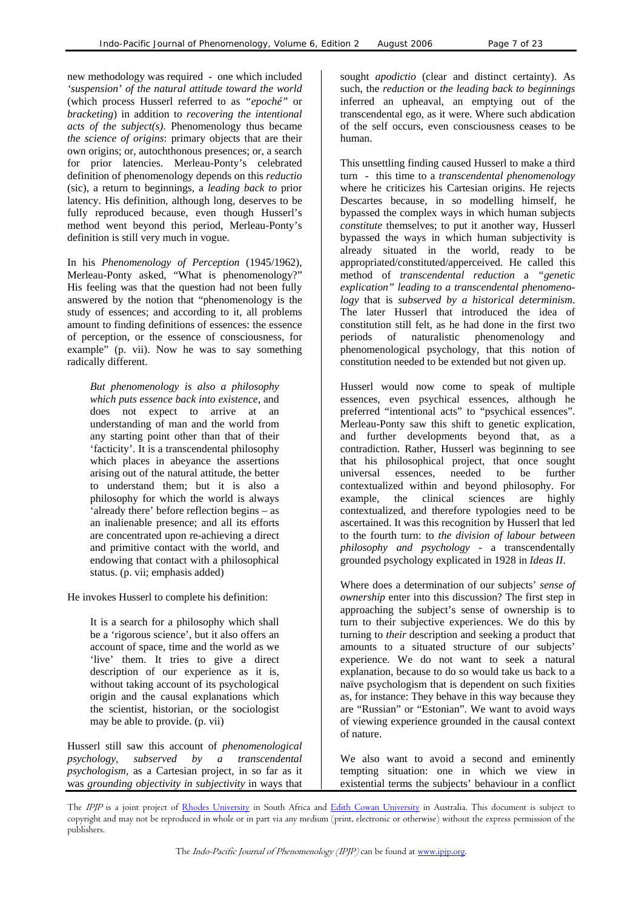new methodology was required - one which included *'suspension' of the natural attitude toward the world* (which process Husserl referred to as *"epoché"* or *bracketing*) in addition to *recovering the intentional acts of the subject(s)*. Phenomenology thus became *the science of origins*: primary objects that are their own origins; or, autochthonous presences; or, a search for prior latencies. Merleau-Ponty's celebrated definition of phenomenology depends on this *reductio* (sic), a return to beginnings, a *leading back to* prior latency. His definition, although long, deserves to be fully reproduced because, even though Husserl's method went beyond this period, Merleau-Ponty's definition is still very much in vogue.

In his *Phenomenology of Perception* (1945/1962), Merleau-Ponty asked, "What is phenomenology?" His feeling was that the question had not been fully answered by the notion that "phenomenology is the study of essences; and according to it, all problems amount to finding definitions of essences: the essence of perception, or the essence of consciousness, for example" (p. vii). Now he was to say something radically different.

> *But phenomenology is also a philosophy which puts essence back into existence*, and does not expect to arrive at an understanding of man and the world from any starting point other than that of their 'facticity'. It is a transcendental philosophy which places in abeyance the assertions arising out of the natural attitude, the better to understand them; but it is also a philosophy for which the world is always 'already there' before reflection begins – as an inalienable presence; and all its efforts are concentrated upon re-achieving a direct and primitive contact with the world, and endowing that contact with a philosophical status. (p. vii; emphasis added)

He invokes Husserl to complete his definition:

> It is a search for a philosophy which shall be a 'rigorous science', but it also offers an account of space, time and the world as we 'live' them. It tries to give a direct description of our experience as it is, without taking account of its psychological origin and the causal explanations which the scientist, historian, or the sociologist may be able to provide. (p. vii)

Husserl still saw this account of *phenomenological psychology, subserved by a transcendental psychologism*, as a Cartesian project, in so far as it was *grounding objectivity in subjectivity* in ways that sought *apodictio* (clear and distinct certainty). As such, the *reduction* or *the leading back to beginnings* inferred an upheaval, an emptying out of the transcendental ego, as it were. Where such abdication of the self occurs, even consciousness ceases to be human.

This unsettling finding caused Husserl to make a third turn - this time to a *transcendental phenomenology* where he criticizes his Cartesian origins. He rejects Descartes because, in so modelling himself, he bypassed the complex ways in which human subjects *constitute* themselves; to put it another way, Husserl bypassed the ways in which human subjectivity is already situated in the world, ready to be appropriated/constituted/apperceived. He called this method of *transcendental reduction* a *"genetic explication" leading to a transcendental phenomenology* that is *subserved by a historical determinism*. The later Husserl that introduced the idea of constitution still felt, as he had done in the first two periods of naturalistic phenomenology and phenomenological psychology, that this notion of constitution needed to be extended but not given up.

Husserl would now come to speak of multiple essences, even psychical essences, although he preferred "intentional acts" to "psychical essences". Merleau-Ponty saw this shift to genetic explication, and further developments beyond that, as a contradiction. Rather, Husserl was beginning to see that his philosophical project, that once sought universal essences, needed to be further contextualized within and beyond philosophy. For example, the clinical sciences are highly contextualized, and therefore typologies need to be ascertained. It was this recognition by Husserl that led to the fourth turn: to *the division of labour between philosophy and psychology* - a transcendentally grounded psychology explicated in 1928 in *Ideas II*.

Where does a determination of our subjects' *sense of ownership* enter into this discussion? The first step in approaching the subject's sense of ownership is to turn to their subjective experiences. We do this by turning to *their* description and seeking a product that amounts to a situated structure of our subjects' experience. We do not want to seek a natural explanation, because to do so would take us back to a naïve psychologism that is dependent on such fixities as, for instance: They behave in this way because they are "Russian" or "Estonian". We want to avoid ways of viewing experience grounded in the causal context of nature.

We also want to avoid a second and eminently tempting situation: one in which we view in existential terms the subjects' behaviour in a conflict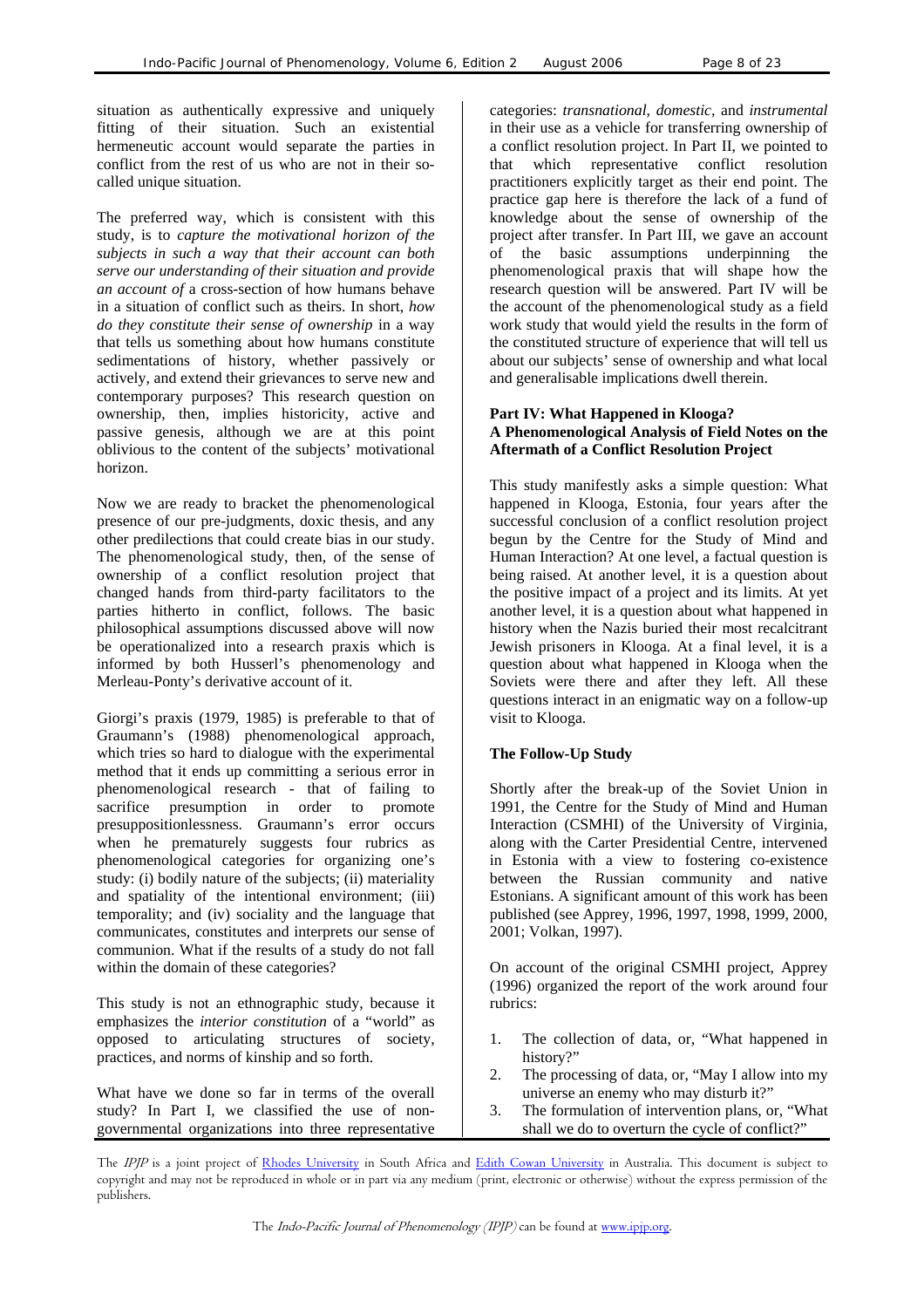situation as authentically expressive and uniquely fitting of their situation. Such an existential hermeneutic account would separate the parties in conflict from the rest of us who are not in their so-called unique situation.

The preferred way, which is consistent with this study, is to *capture the motivational horizon of the subjects in such a way that their account can both serve our understanding of their situation and provide an account of* a cross-section of how humans behave in a situation of conflict such as theirs. In short, *how do they constitute their sense of ownership* in a way that tells us something about how humans constitute sedimentations of history, whether passively or actively, and extend their grievances to serve new and contemporary purposes? This research question on ownership, then, implies historicity, active and passive genesis, although we are at this point oblivious to the content of the subjects' motivational horizon.

Now we are ready to bracket the phenomenological presence of our pre-judgments, doxic thesis, and any other predilections that could create bias in our study. The phenomenological study, then, of the sense of ownership of a conflict resolution project that changed hands from third-party facilitators to the parties hitherto in conflict, follows. The basic philosophical assumptions discussed above will now be operationalized into a research praxis which is informed by both Husserl's phenomenology and Merleau-Ponty's derivative account of it.

Giorgi's praxis (1979, 1985) is preferable to that of Graumann's (1988) phenomenological approach, which tries so hard to dialogue with the experimental method that it ends up committing a serious error in phenomenological research - that of failing to sacrifice presumption in order to promote presuppositionlessness. Graumann's error occurs when he prematurely suggests four rubrics as phenomenological categories for organizing one's study: (i) bodily nature of the subjects; (ii) materiality and spatiality of the intentional environment; (iii) temporality; and (iv) sociality and the language that communicates, constitutes and interprets our sense of communion. What if the results of a study do not fall within the domain of these categories?

This study is not an ethnographic study, because it emphasizes the *interior constitution* of a "world" as opposed to articulating structures of society, practices, and norms of kinship and so forth.

What have we done so far in terms of the overall study? In Part I, we classified the use of non-governmental organizations into three representative categories: *transnational, domestic,* and *instrumental* in their use as a vehicle for transferring ownership of a conflict resolution project. In Part II, we pointed to that which representative conflict resolution practitioners explicitly target as their end point. The practice gap here is therefore the lack of a fund of knowledge about the sense of ownership of the project after transfer. In Part III, we gave an account of the basic assumptions underpinning the phenomenological praxis that will shape how the research question will be answered. Part IV will be the account of the phenomenological study as a field work study that would yield the results in the form of the constituted structure of experience that will tell us about our subjects' sense of ownership and what local and generalisable implications dwell therein.

## Part IV: What Happened in Klooga? A Phenomenological Analysis of Field Notes on the Aftermath of a Conflict Resolution Project

This study manifestly asks a simple question: What happened in Klooga, Estonia, four years after the successful conclusion of a conflict resolution project begun by the Centre for the Study of Mind and Human Interaction? At one level, a factual question is being raised. At another level, it is a question about the positive impact of a project and its limits. At yet another level, it is a question about what happened in history when the Nazis buried their most recalcitrant Jewish prisoners in Klooga. At a final level, it is a question about what happened in Klooga when the Soviets were there and after they left. All these questions interact in an enigmatic way on a follow-up visit to Klooga.

### The Follow-Up Study

Shortly after the break-up of the Soviet Union in 1991, the Centre for the Study of Mind and Human Interaction (CSMHI) of the University of Virginia, along with the Carter Presidential Centre, intervened in Estonia with a view to fostering co-existence between the Russian community and native Estonians. A significant amount of this work has been published (see Apprey, 1996, 1997, 1998, 1999, 2000, 2001; Volkan, 1997).

On account of the original CSMHI project, Apprey (1996) organized the report of the work around four rubrics:

1. The collection of data, or, "What happened in history?"
2. The processing of data, or, "May I allow into my universe an enemy who may disturb it?"
3. The formulation of intervention plans, or, "What shall we do to overturn the cycle of conflict?"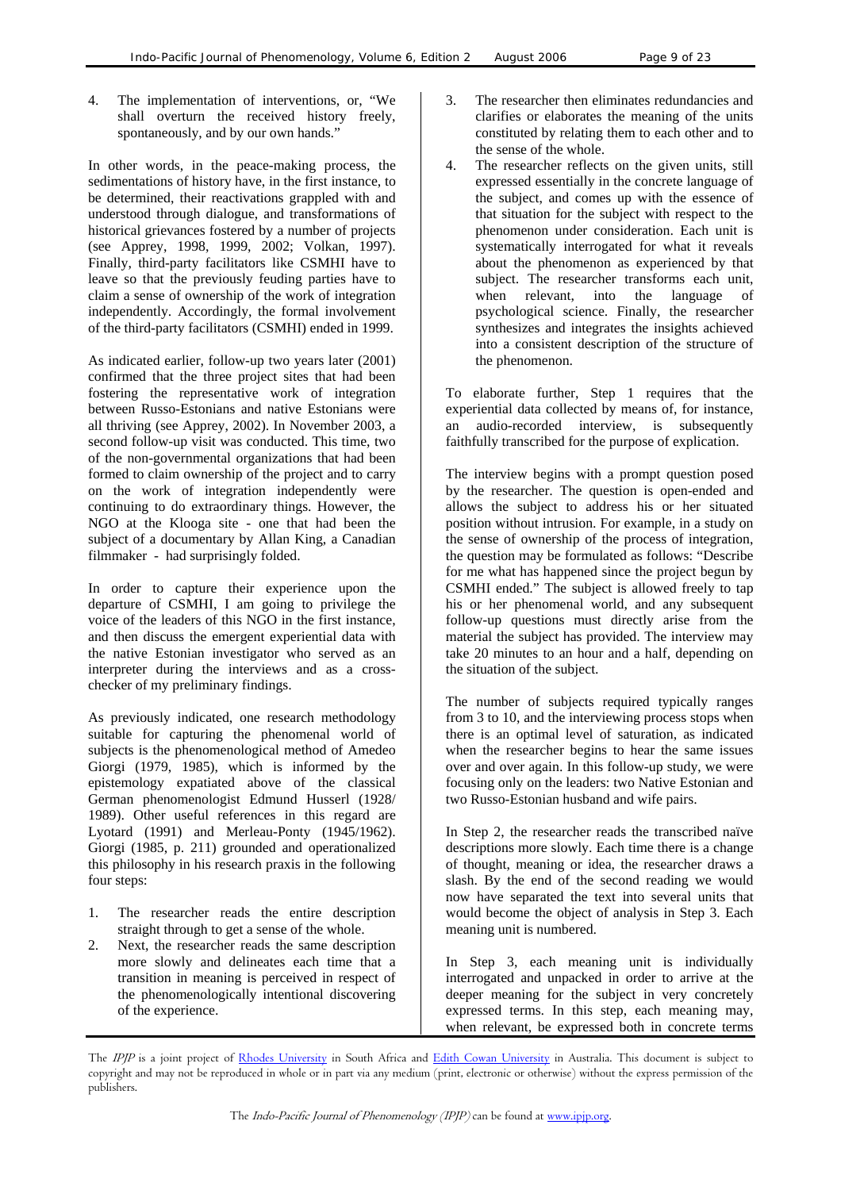4. The implementation of interventions, or, "We shall overturn the received history freely, spontaneously, and by our own hands."

In other words, in the peace-making process, the sedimentations of history have, in the first instance, to be determined, their reactivations grappled with and understood through dialogue, and transformations of historical grievances fostered by a number of projects (see Apprey, 1998, 1999, 2002; Volkan, 1997). Finally, third-party facilitators like CSMHI have to leave so that the previously feuding parties have to claim a sense of ownership of the work of integration independently. Accordingly, the formal involvement of the third-party facilitators (CSMHI) ended in 1999.

As indicated earlier, follow-up two years later (2001) confirmed that the three project sites that had been fostering the representative work of integration between Russo-Estonians and native Estonians were all thriving (see Apprey, 2002). In November 2003, a second follow-up visit was conducted. This time, two of the non-governmental organizations that had been formed to claim ownership of the project and to carry on the work of integration independently were continuing to do extraordinary things. However, the NGO at the Klooga site - one that had been the subject of a documentary by Allan King, a Canadian filmmaker - had surprisingly folded.

In order to capture their experience upon the departure of CSMHI, I am going to privilege the voice of the leaders of this NGO in the first instance, and then discuss the emergent experiential data with the native Estonian investigator who served as an interpreter during the interviews and as a cross-checker of my preliminary findings.

As previously indicated, one research methodology suitable for capturing the phenomenal world of subjects is the phenomenological method of Amedeo Giorgi (1979, 1985), which is informed by the epistemology expatiated above of the classical German phenomenologist Edmund Husserl (1928/1989). Other useful references in this regard are Lyotard (1991) and Merleau-Ponty (1945/1962). Giorgi (1985, p. 211) grounded and operationalized this philosophy in his research praxis in the following four steps:

1. The researcher reads the entire description straight through to get a sense of the whole.
2. Next, the researcher reads the same description more slowly and delineates each time that a transition in meaning is perceived in respect of the phenomenologically intentional discovering of the experience.
3. The researcher then eliminates redundancies and clarifies or elaborates the meaning of the units constituted by relating them to each other and to the sense of the whole.
4. The researcher reflects on the given units, still expressed essentially in the concrete language of the subject, and comes up with the essence of that situation for the subject with respect to the phenomenon under consideration. Each unit is systematically interrogated for what it reveals about the phenomenon as experienced by that subject. The researcher transforms each unit, when relevant, into the language of psychological science. Finally, the researcher synthesizes and integrates the insights achieved into a consistent description of the structure of the phenomenon.

To elaborate further, Step 1 requires that the experiential data collected by means of, for instance, an audio-recorded interview, is subsequently faithfully transcribed for the purpose of explication.

The interview begins with a prompt question posed by the researcher. The question is open-ended and allows the subject to address his or her situated position without intrusion. For example, in a study on the sense of ownership of the process of integration, the question may be formulated as follows: "Describe for me what has happened since the project begun by CSMHI ended." The subject is allowed freely to tap his or her phenomenal world, and any subsequent follow-up questions must directly arise from the material the subject has provided. The interview may take 20 minutes to an hour and a half, depending on the situation of the subject.

The number of subjects required typically ranges from 3 to 10, and the interviewing process stops when there is an optimal level of saturation, as indicated when the researcher begins to hear the same issues over and over again. In this follow-up study, we were focusing only on the leaders: two Native Estonian and two Russo-Estonian husband and wife pairs.

In Step 2, the researcher reads the transcribed naïve descriptions more slowly. Each time there is a change of thought, meaning or idea, the researcher draws a slash. By the end of the second reading we would now have separated the text into several units that would become the object of analysis in Step 3. Each meaning unit is numbered.

In Step 3, each meaning unit is individually interrogated and unpacked in order to arrive at the deeper meaning for the subject in very concretely expressed terms. In this step, each meaning may, when relevant, be expressed both in concrete terms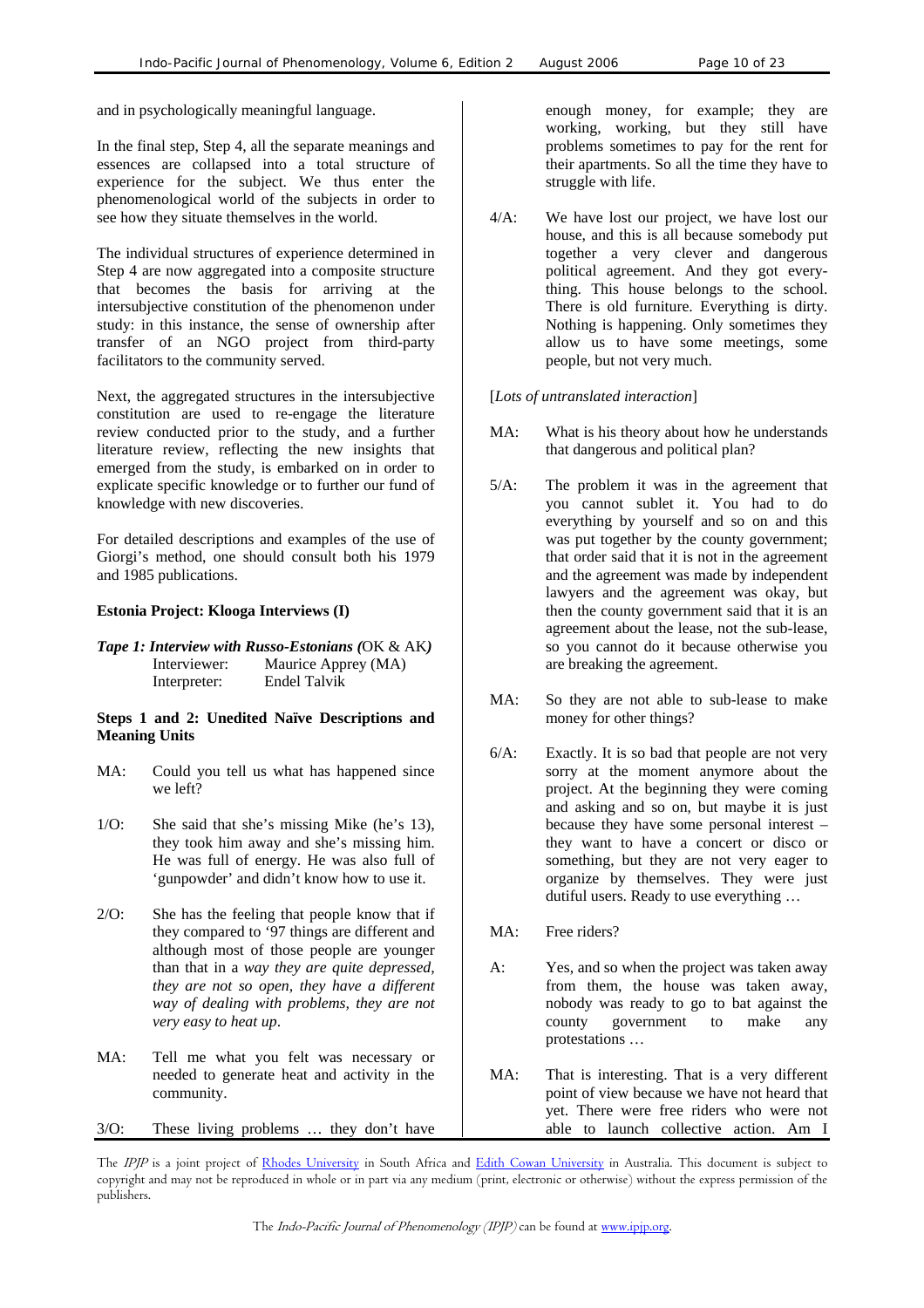and in psychologically meaningful language.

In the final step, Step 4, all the separate meanings and essences are collapsed into a total structure of experience for the subject. We thus enter the phenomenological world of the subjects in order to see how they situate themselves in the world.

The individual structures of experience determined in Step 4 are now aggregated into a composite structure that becomes the basis for arriving at the intersubjective constitution of the phenomenon under study: in this instance, the sense of ownership after transfer of an NGO project from third-party facilitators to the community served.

Next, the aggregated structures in the intersubjective constitution are used to re-engage the literature review conducted prior to the study, and a further literature review, reflecting the new insights that emerged from the study, is embarked on in order to explicate specific knowledge or to further our fund of knowledge with new discoveries.

For detailed descriptions and examples of the use of Giorgi's method, one should consult both his 1979 and 1985 publications.

**Estonia Project: Klooga Interviews (I)**

***Tape 1: Interview with Russo-Estonians (*****OK & AK*****)***

Interviewer: Maurice Apprey (MA)
Interpreter: Endel Talvik

**Steps 1 and 2: Unedited Naïve Descriptions and Meaning Units**

MA: Could you tell us what has happened since we left?

1/O: She said that she's missing Mike (he's 13), they took him away and she's missing him. He was full of energy. He was also full of 'gunpowder' and didn't know how to use it.

2/O: She has the feeling that people know that if they compared to '97 things are different and although most of those people are younger than that in a *way they are quite depressed, they are not so open, they have a different way of dealing with problems, they are not very easy to heat up*.

MA: Tell me what you felt was necessary or needed to generate heat and activity in the community.

3/O: These living problems … they don't have enough money, for example; they are working, working, but they still have problems sometimes to pay for the rent for their apartments. So all the time they have to struggle with life.

4/A: We have lost our project, we have lost our house, and this is all because somebody put together a very clever and dangerous political agreement. And they got everything. This house belongs to the school. There is old furniture. Everything is dirty. Nothing is happening. Only sometimes they allow us to have some meetings, some people, but not very much.

[*Lots of untranslated interaction*]

MA: What is his theory about how he understands that dangerous and political plan?

5/A: The problem it was in the agreement that you cannot sublet it. You had to do everything by yourself and so on and this was put together by the county government; that order said that it is not in the agreement and the agreement was made by independent lawyers and the agreement was okay, but then the county government said that it is an agreement about the lease, not the sub-lease, so you cannot do it because otherwise you are breaking the agreement.

MA: So they are not able to sub-lease to make money for other things?

6/A: Exactly. It is so bad that people are not very sorry at the moment anymore about the project. At the beginning they were coming and asking and so on, but maybe it is just because they have some personal interest – they want to have a concert or disco or something, but they are not very eager to organize by themselves. They were just dutiful users. Ready to use everything …

MA: Free riders?

A: Yes, and so when the project was taken away from them, the house was taken away, nobody was ready to go to bat against the county government to make any protestations …

MA: That is interesting. That is a very different point of view because we have not heard that yet. There were free riders who were not able to launch collective action. Am I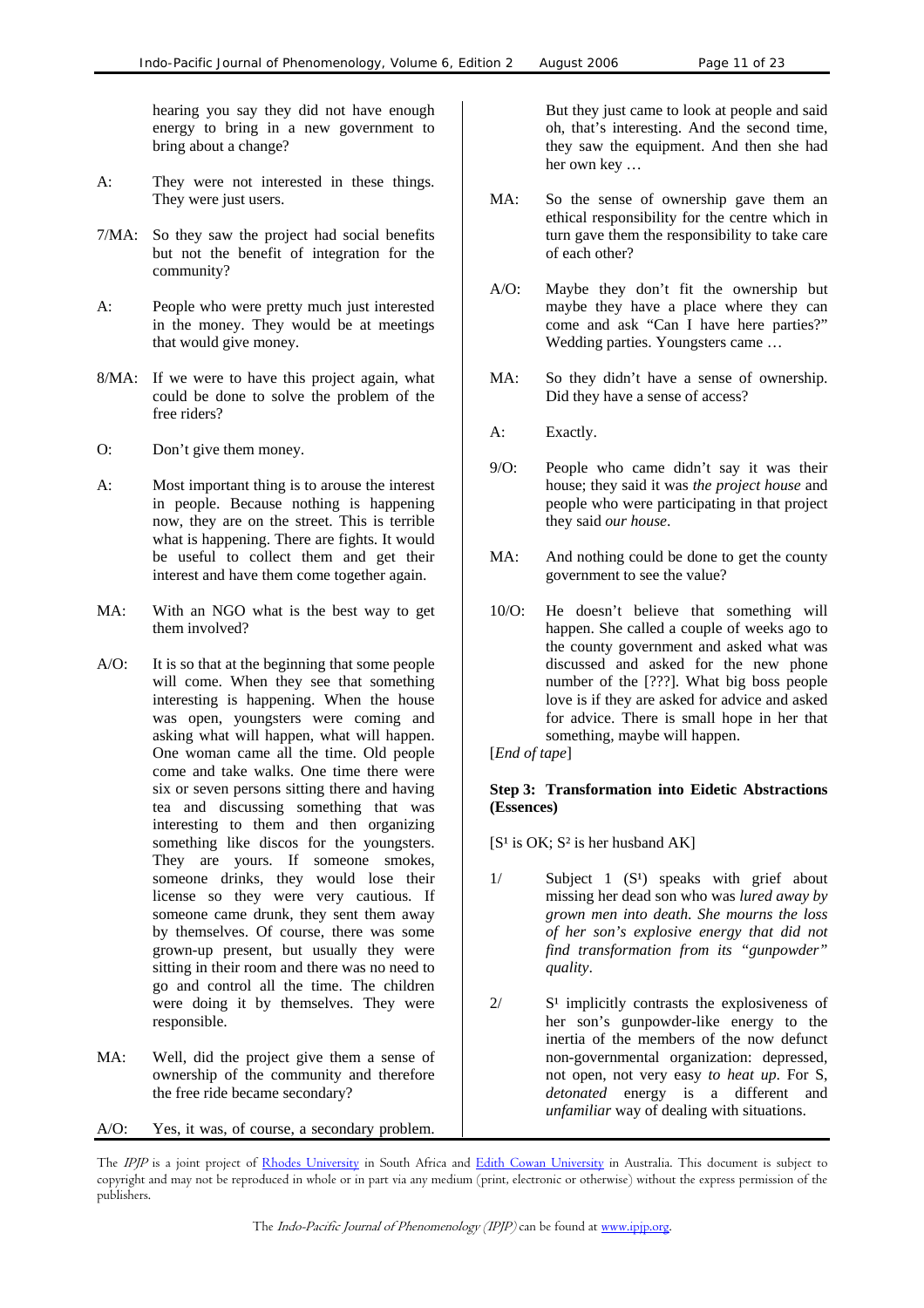hearing you say they did not have enough energy to bring in a new government to bring about a change?

A: They were not interested in these things. They were just users.

7/MA: So they saw the project had social benefits but not the benefit of integration for the community?

A: People who were pretty much just interested in the money. They would be at meetings that would give money.

8/MA: If we were to have this project again, what could be done to solve the problem of the free riders?

O: Don't give them money.

A: Most important thing is to arouse the interest in people. Because nothing is happening now, they are on the street. This is terrible what is happening. There are fights. It would be useful to collect them and get their interest and have them come together again.

MA: With an NGO what is the best way to get them involved?

A/O: It is so that at the beginning that some people will come. When they see that something interesting is happening. When the house was open, youngsters were coming and asking what will happen, what will happen. One woman came all the time. Old people come and take walks. One time there were six or seven persons sitting there and having tea and discussing something that was interesting to them and then organizing something like discos for the youngsters. They are yours. If someone smokes, someone drinks, they would lose their license so they were very cautious. If someone came drunk, they sent them away by themselves. Of course, there was some grown-up present, but usually they were sitting in their room and there was no need to go and control all the time. The children were doing it by themselves. They were responsible.

MA: Well, did the project give them a sense of ownership of the community and therefore the free ride became secondary?

A/O: Yes, it was, of course, a secondary problem. But they just came to look at people and said oh, that's interesting. And the second time, they saw the equipment. And then she had her own key …

MA: So the sense of ownership gave them an ethical responsibility for the centre which in turn gave them the responsibility to take care of each other?

A/O: Maybe they don't fit the ownership but maybe they have a place where they can come and ask "Can I have here parties?" Wedding parties. Youngsters came …

MA: So they didn't have a sense of ownership. Did they have a sense of access?

A: Exactly.

9/O: People who came didn't say it was their house; they said it was *the project house* and people who were participating in that project they said *our house*.

MA: And nothing could be done to get the county government to see the value?

10/O: He doesn't believe that something will happen. She called a couple of weeks ago to the county government and asked what was discussed and asked for the new phone number of the [???]. What big boss people love is if they are asked for advice and asked for advice. There is small hope in her that something, maybe will happen.

[*End of tape*]

### Step 3: Transformation into Eidetic Abstractions (Essences)

[S¹ is OK; S² is her husband AK]

1/ Subject 1 (S¹) speaks with grief about missing her dead son who was *lured away by grown men into death. She mourns the loss of her son's explosive energy that did not find transformation from its "gunpowder" quality*.

2/ S¹ implicitly contrasts the explosiveness of her son's gunpowder-like energy to the inertia of the members of the now defunct non-governmental organization: depressed, not open, not very easy *to heat up*. For S, *detonated* energy is a different and *unfamiliar* way of dealing with situations.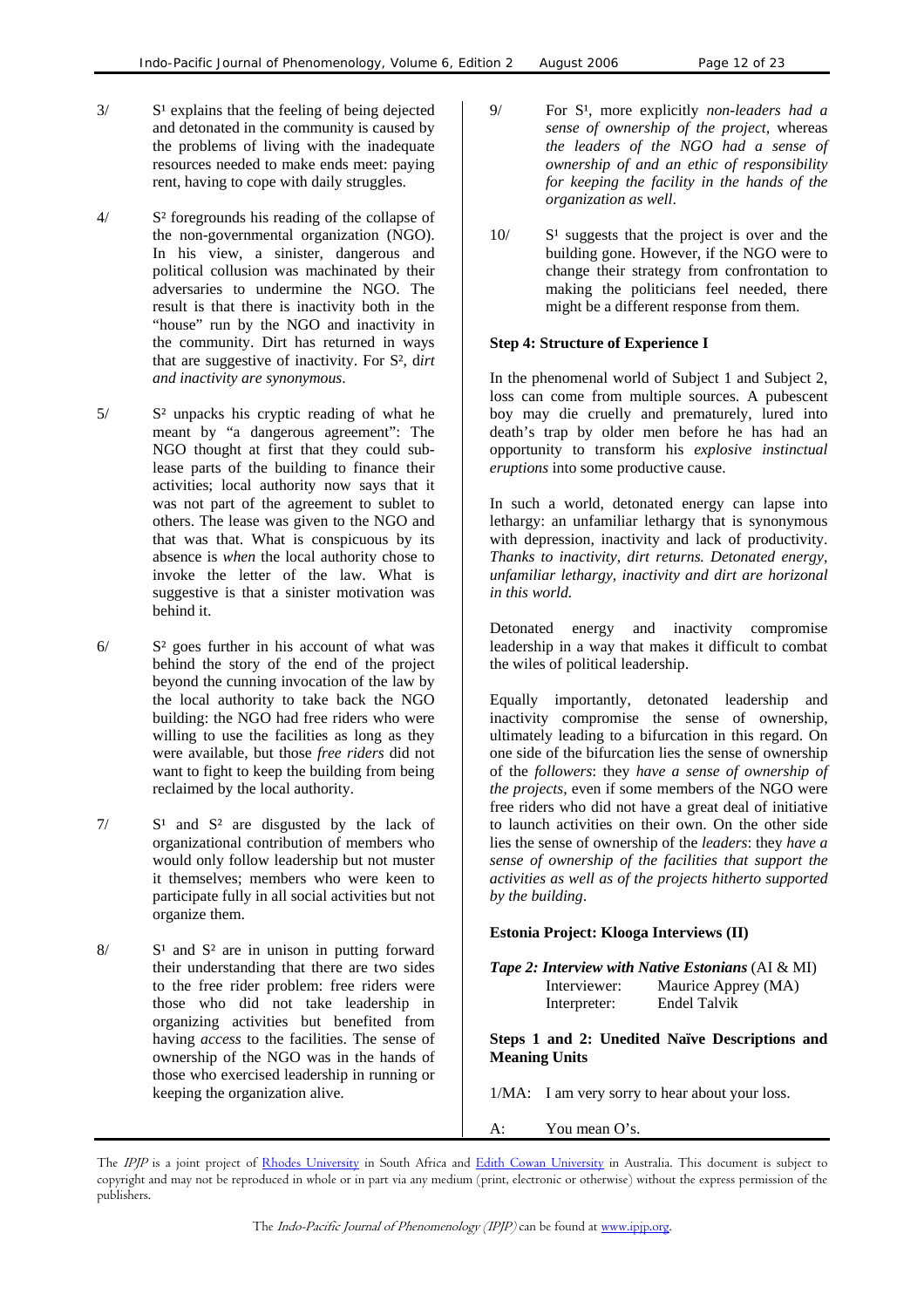3/ S[1] explains that the feeling of being dejected and detonated in the community is caused by the problems of living with the inadequate resources needed to make ends meet: paying rent, having to cope with daily struggles.

4/ S[2] foregrounds his reading of the collapse of the non-governmental organization (NGO). In his view, a sinister, dangerous and political collusion was machinated by their adversaries to undermine the NGO. The result is that there is inactivity both in the "house" run by the NGO and inactivity in the community. Dirt has returned in ways that are suggestive of inactivity. For S[2], d*irt and inactivity are synonymous*.

5/ S[2] unpacks his cryptic reading of what he meant by "a dangerous agreement": The NGO thought at first that they could sub-lease parts of the building to finance their activities; local authority now says that it was not part of the agreement to sublet to others. The lease was given to the NGO and that was that. What is conspicuous by its absence is *when* the local authority chose to invoke the letter of the law. What is suggestive is that a sinister motivation was behind it.

6/ S[2] goes further in his account of what was behind the story of the end of the project beyond the cunning invocation of the law by the local authority to take back the NGO building: the NGO had free riders who were willing to use the facilities as long as they were available, but those *free riders* did not want to fight to keep the building from being reclaimed by the local authority.

7/ S[1] and S[2] are disgusted by the lack of organizational contribution of members who would only follow leadership but not muster it themselves; members who were keen to participate fully in all social activities but not organize them.

8/ S[1] and S[2] are in unison in putting forward their understanding that there are two sides to the free rider problem: free riders were those who did not take leadership in organizing activities but benefited from having *access* to the facilities. The sense of ownership of the NGO was in the hands of those who exercised leadership in running or keeping the organization alive.

9/ For S[1], more explicitly *non-leaders had a sense of ownership of the project*, whereas *the leaders of the NGO had a sense of ownership of and an ethic of responsibility for keeping the facility in the hands of the organization as well*.

10/ S[1] suggests that the project is over and the building gone. However, if the NGO were to change their strategy from confrontation to making the politicians feel needed, there might be a different response from them.

**Step 4: Structure of Experience I**

In the phenomenal world of Subject 1 and Subject 2, loss can come from multiple sources. A pubescent boy may die cruelly and prematurely, lured into death's trap by older men before he has had an opportunity to transform his *explosive instinctual eruptions* into some productive cause.

In such a world, detonated energy can lapse into lethargy: an unfamiliar lethargy that is synonymous with depression, inactivity and lack of productivity. *Thanks to inactivity, dirt returns. Detonated energy, unfamiliar lethargy, inactivity and dirt are horizonal in this world.*

Detonated energy and inactivity compromise leadership in a way that makes it difficult to combat the wiles of political leadership.

Equally importantly, detonated leadership and inactivity compromise the sense of ownership, ultimately leading to a bifurcation in this regard. On one side of the bifurcation lies the sense of ownership of the *followers*: they *have a sense of ownership of the projects*, even if some members of the NGO were free riders who did not have a great deal of initiative to launch activities on their own. On the other side lies the sense of ownership of the *leaders*: they *have a sense of ownership of the facilities that support the activities as well as of the projects hitherto supported by the building*.

**Estonia Project: Klooga Interviews (II)**

***Tape 2: Interview with Native Estonians*** (AI & MI)
Interviewer: Maurice Apprey (MA)
Interpreter: Endel Talvik

**Steps 1 and 2: Unedited Naïve Descriptions and Meaning Units**

1/MA: I am very sorry to hear about your loss.

A: You mean O's.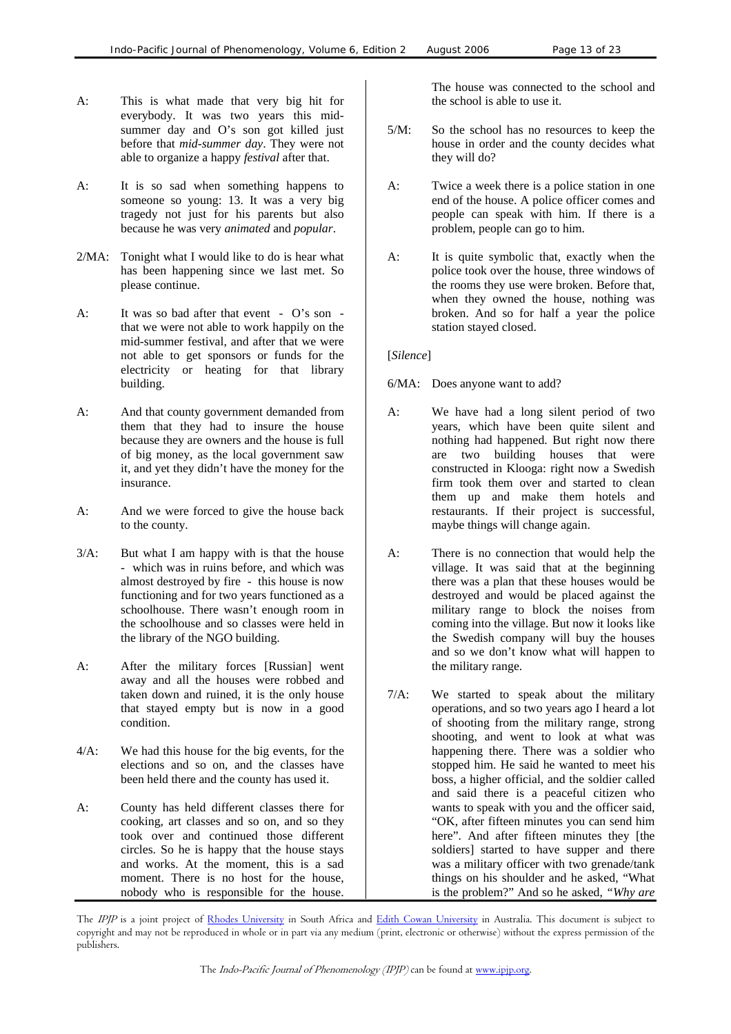A: This is what made that very big hit for everybody. It was two years this mid-summer day and O's son got killed just before that *mid-summer day*. They were not able to organize a happy *festival* after that.

A: It is so sad when something happens to someone so young: 13. It was a very big tragedy not just for his parents but also because he was very *animated* and *popular*.

2/MA: Tonight what I would like to do is hear what has been happening since we last met. So please continue.

A: It was so bad after that event - O's son - that we were not able to work happily on the mid-summer festival, and after that we were not able to get sponsors or funds for the electricity or heating for that library building.

A: And that county government demanded from them that they had to insure the house because they are owners and the house is full of big money, as the local government saw it, and yet they didn't have the money for the insurance.

A: And we were forced to give the house back to the county.

3/A: But what I am happy with is that the house - which was in ruins before, and which was almost destroyed by fire - this house is now functioning and for two years functioned as a schoolhouse. There wasn't enough room in the schoolhouse and so classes were held in the library of the NGO building.

A: After the military forces [Russian] went away and all the houses were robbed and taken down and ruined, it is the only house that stayed empty but is now in a good condition.

4/A: We had this house for the big events, for the elections and so on, and the classes have been held there and the county has used it.

A: County has held different classes there for cooking, art classes and so on, and so they took over and continued those different circles. So he is happy that the house stays and works. At the moment, this is a sad moment. There is no host for the house, nobody who is responsible for the house. The house was connected to the school and the school is able to use it.

5/M: So the school has no resources to keep the house in order and the county decides what they will do?

A: Twice a week there is a police station in one end of the house. A police officer comes and people can speak with him. If there is a problem, people can go to him.

A: It is quite symbolic that, exactly when the police took over the house, three windows of the rooms they use were broken. Before that, when they owned the house, nothing was broken. And so for half a year the police station stayed closed.

[*Silence*]

6/MA: Does anyone want to add?

A: We have had a long silent period of two years, which have been quite silent and nothing had happened. But right now there are two building houses that were constructed in Klooga: right now a Swedish firm took them over and started to clean them up and make them hotels and restaurants. If their project is successful, maybe things will change again.

A: There is no connection that would help the village. It was said that at the beginning there was a plan that these houses would be destroyed and would be placed against the military range to block the noises from coming into the village. But now it looks like the Swedish company will buy the houses and so we don't know what will happen to the military range.

7/A: We started to speak about the military operations, and so two years ago I heard a lot of shooting from the military range, strong shooting, and went to look at what was happening there. There was a soldier who stopped him. He said he wanted to meet his boss, a higher official, and the soldier called and said there is a peaceful citizen who wants to speak with you and the officer said, "OK, after fifteen minutes you can send him here". And after fifteen minutes they [the soldiers] started to have supper and there was a military officer with two grenade/tank things on his shoulder and he asked, "What is the problem?" And so he asked, *"Why are*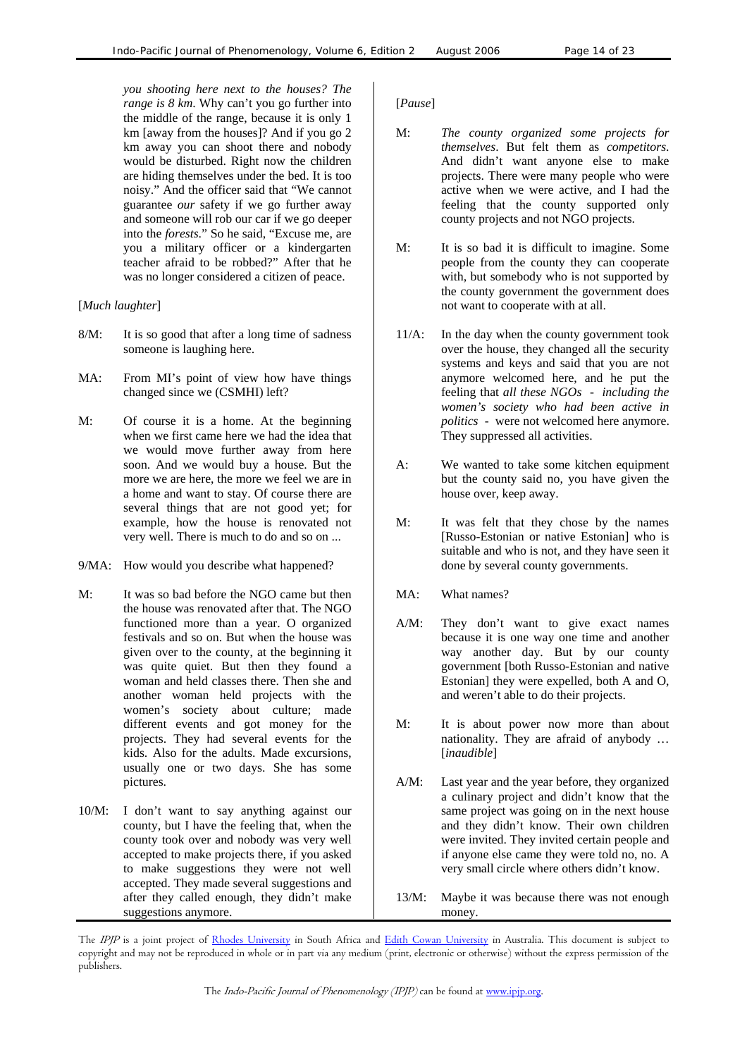*you shooting here next to the houses? The range is 8 km*. Why can't you go further into the middle of the range, because it is only 1 km [away from the houses]? And if you go 2 km away you can shoot there and nobody would be disturbed. Right now the children are hiding themselves under the bed. It is too noisy." And the officer said that "We cannot guarantee *our* safety if we go further away and someone will rob our car if we go deeper into the *forests*." So he said, "Excuse me, are you a military officer or a kindergarten teacher afraid to be robbed?" After that he was no longer considered a citizen of peace.

[*Much laughter*]

8/M: It is so good that after a long time of sadness someone is laughing here.

MA: From MI's point of view how have things changed since we (CSMHI) left?

M: Of course it is a home. At the beginning when we first came here we had the idea that we would move further away from here soon. And we would buy a house. But the more we are here, the more we feel we are in a home and want to stay. Of course there are several things that are not good yet; for example, how the house is renovated not very well. There is much to do and so on ...

9/MA: How would you describe what happened?

M: It was so bad before the NGO came but then the house was renovated after that. The NGO functioned more than a year. O organized festivals and so on. But when the house was given over to the county, at the beginning it was quite quiet. But then they found a woman and held classes there. Then she and another woman held projects with the women's society about culture; made different events and got money for the projects. They had several events for the kids. Also for the adults. Made excursions, usually one or two days. She has some pictures.

10/M: I don't want to say anything against our county, but I have the feeling that, when the county took over and nobody was very well accepted to make projects there, if you asked to make suggestions they were not well accepted. They made several suggestions and after they called enough, they didn't make suggestions anymore.

[*Pause*]

M: *The county organized some projects for themselves*. But felt them as *competitors*. And didn't want anyone else to make projects. There were many people who were active when we were active, and I had the feeling that the county supported only county projects and not NGO projects.

M: It is so bad it is difficult to imagine. Some people from the county they can cooperate with, but somebody who is not supported by the county government the government does not want to cooperate with at all.

11/A: In the day when the county government took over the house, they changed all the security systems and keys and said that you are not anymore welcomed here, and he put the feeling that *all these NGOs - including the women's society who had been active in politics* - were not welcomed here anymore. They suppressed all activities.

A: We wanted to take some kitchen equipment but the county said no, you have given the house over, keep away.

M: It was felt that they chose by the names [Russo-Estonian or native Estonian] who is suitable and who is not, and they have seen it done by several county governments.

MA: What names?

A/M: They don't want to give exact names because it is one way one time and another way another day. But by our county government [both Russo-Estonian and native Estonian] they were expelled, both A and O, and weren't able to do their projects.

M: It is about power now more than about nationality. They are afraid of anybody … [*inaudible*]

A/M: Last year and the year before, they organized a culinary project and didn't know that the same project was going on in the next house and they didn't know. Their own children were invited. They invited certain people and if anyone else came they were told no, no. A very small circle where others didn't know.

13/M: Maybe it was because there was not enough money.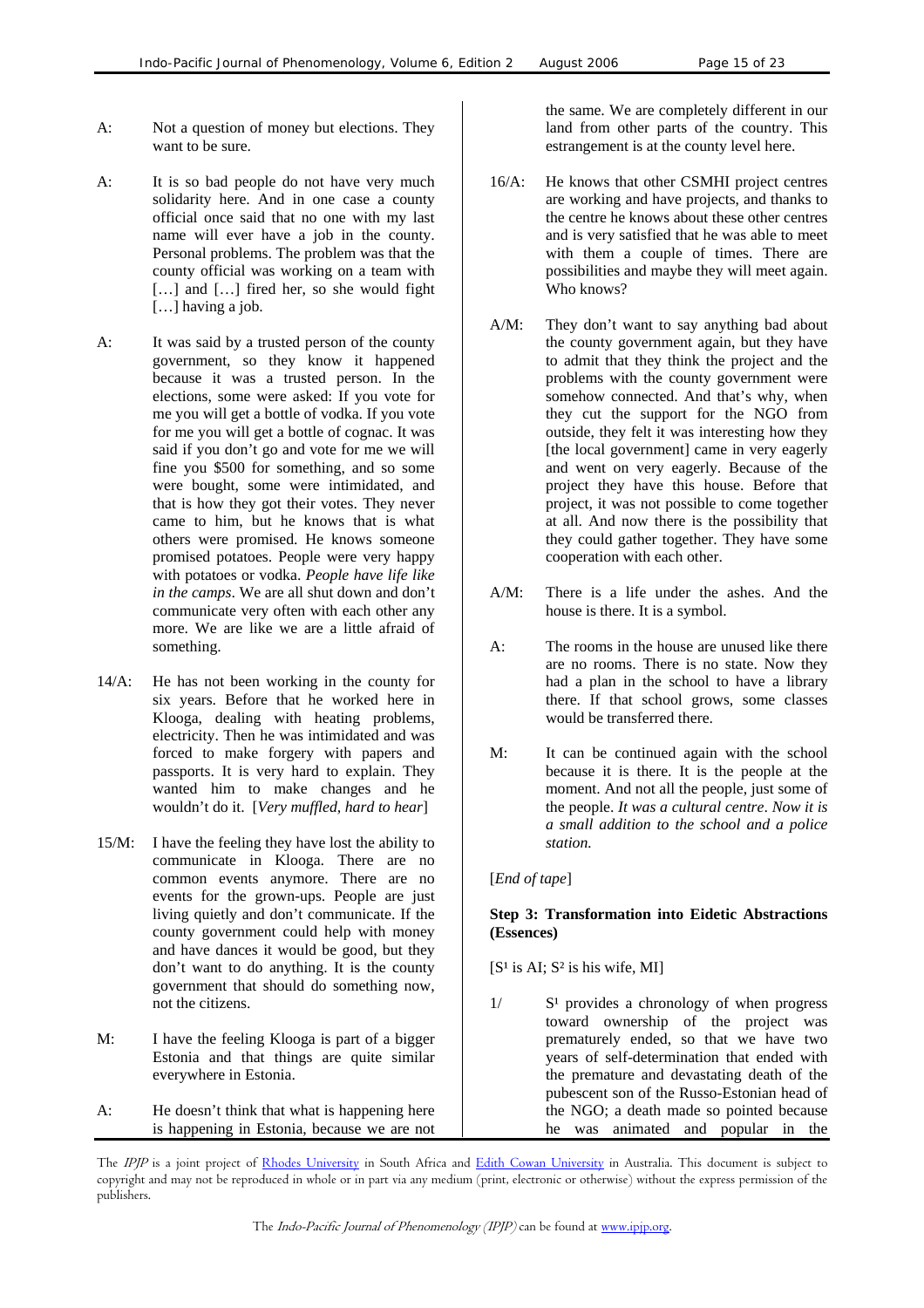A: Not a question of money but elections. They want to be sure.

A: It is so bad people do not have very much solidarity here. And in one case a county official once said that no one with my last name will ever have a job in the county. Personal problems. The problem was that the county official was working on a team with […] and […] fired her, so she would fight […] having a job.

A: It was said by a trusted person of the county government, so they know it happened because it was a trusted person. In the elections, some were asked: If you vote for me you will get a bottle of vodka. If you vote for me you will get a bottle of cognac. It was said if you don't go and vote for me we will fine you $500 for something, and so some were bought, some were intimidated, and that is how they got their votes. They never came to him, but he knows that is what others were promised. He knows someone promised potatoes. People were very happy with potatoes or vodka. *People have life like in the camps*. We are all shut down and don't communicate very often with each other any more. We are like we are a little afraid of something.

14/A: He has not been working in the county for six years. Before that he worked here in Klooga, dealing with heating problems, electricity. Then he was intimidated and was forced to make forgery with papers and passports. It is very hard to explain. They wanted him to make changes and he wouldn't do it. [*Very muffled, hard to hear*]

15/M: I have the feeling they have lost the ability to communicate in Klooga. There are no common events anymore. There are no events for the grown-ups. People are just living quietly and don't communicate. If the county government could help with money and have dances it would be good, but they don't want to do anything. It is the county government that should do something now, not the citizens.

M: I have the feeling Klooga is part of a bigger Estonia and that things are quite similar everywhere in Estonia.

A: He doesn't think that what is happening here is happening in Estonia, because we are not the same. We are completely different in our land from other parts of the country. This estrangement is at the county level here.

16/A: He knows that other CSMHI project centres are working and have projects, and thanks to the centre he knows about these other centres and is very satisfied that he was able to meet with them a couple of times. There are possibilities and maybe they will meet again. Who knows?

A/M: They don't want to say anything bad about the county government again, but they have to admit that they think the project and the problems with the county government were somehow connected. And that's why, when they cut the support for the NGO from outside, they felt it was interesting how they [the local government] came in very eagerly and went on very eagerly. Because of the project they have this house. Before that project, it was not possible to come together at all. And now there is the possibility that they could gather together. They have some cooperation with each other.

A/M: There is a life under the ashes. And the house is there. It is a symbol.

A: The rooms in the house are unused like there are no rooms. There is no state. Now they had a plan in the school to have a library there. If that school grows, some classes would be transferred there.

M: It can be continued again with the school because it is there. It is the people at the moment. And not all the people, just some of the people. *It was a cultural centre*. *Now it is a small addition to the school and a police station.*

[*End of tape*]

**Step 3: Transformation into Eidetic Abstractions (Essences)**

[$S^1$ is AI; $S^2$ is his wife, MI]

1/ $S^1$ provides a chronology of when progress toward ownership of the project was prematurely ended, so that we have two years of self-determination that ended with the premature and devastating death of the pubescent son of the Russo-Estonian head of the NGO; a death made so pointed because he was animated and popular in the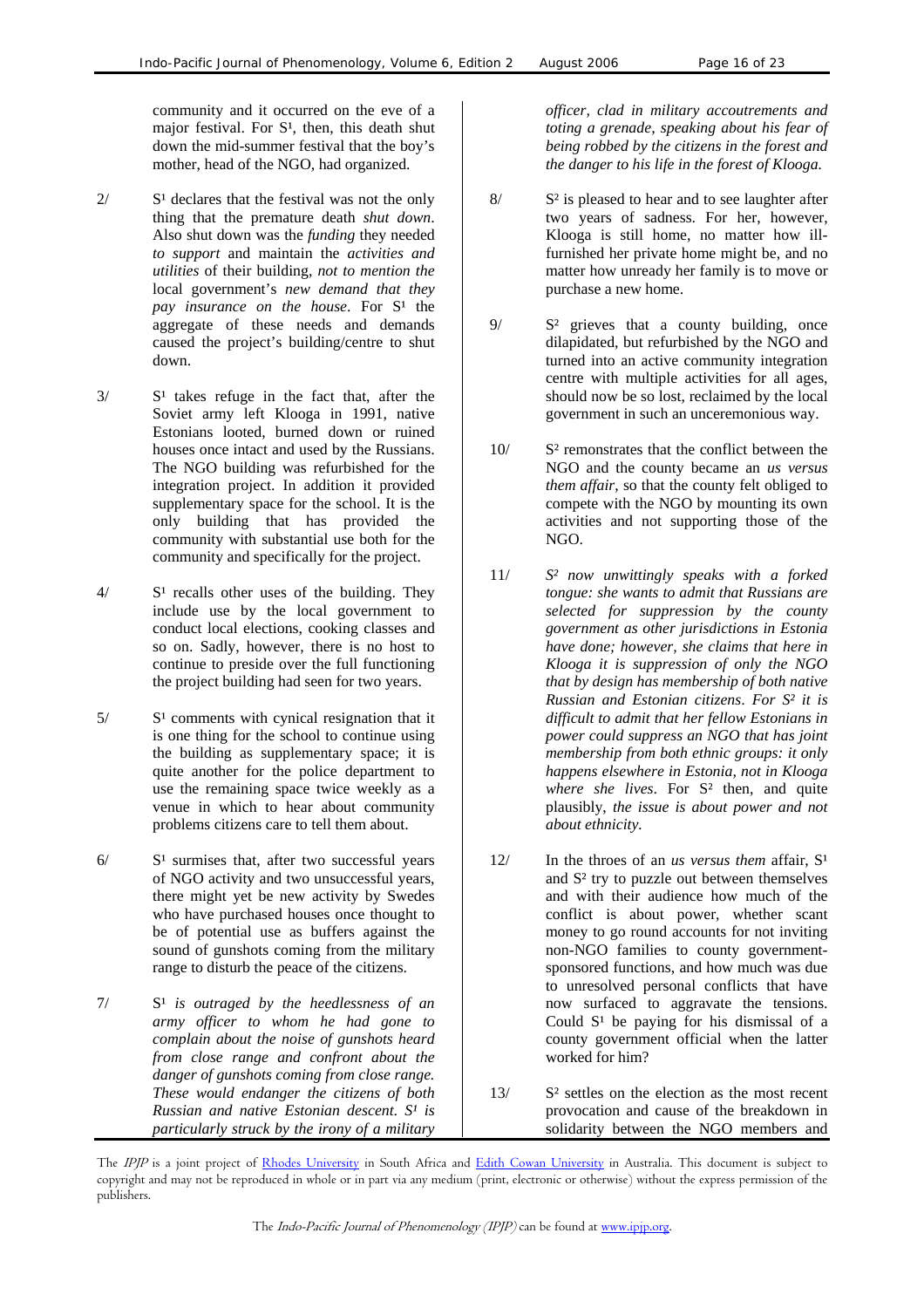community and it occurred on the eve of a major festival. For S¹, then, this death shut down the mid-summer festival that the boy's mother, head of the NGO, had organized.

2/ S¹ declares that the festival was not the only thing that the premature death *shut down*. Also shut down was the *funding* they needed *to support* and maintain the *activities and utilities* of their building, *not to mention the* local government's *new demand that they pay insurance on the house*. For S¹ the aggregate of these needs and demands caused the project's building/centre to shut down.

3/ S¹ takes refuge in the fact that, after the Soviet army left Klooga in 1991, native Estonians looted, burned down or ruined houses once intact and used by the Russians. The NGO building was refurbished for the integration project. In addition it provided supplementary space for the school. It is the only building that has provided the community with substantial use both for the community and specifically for the project.

4/ S¹ recalls other uses of the building. They include use by the local government to conduct local elections, cooking classes and so on. Sadly, however, there is no host to continue to preside over the full functioning the project building had seen for two years.

5/ S¹ comments with cynical resignation that it is one thing for the school to continue using the building as supplementary space; it is quite another for the police department to use the remaining space twice weekly as a venue in which to hear about community problems citizens care to tell them about.

6/ S¹ surmises that, after two successful years of NGO activity and two unsuccessful years, there might yet be new activity by Swedes who have purchased houses once thought to be of potential use as buffers against the sound of gunshots coming from the military range to disturb the peace of the citizens.

7/ S¹ *is outraged by the heedlessness of an army officer to whom he had gone to complain about the noise of gunshots heard from close range and confront about the danger of gunshots coming from close range. These would endanger the citizens of both Russian and native Estonian descent. S¹ is particularly struck by the irony of a military officer, clad in military accoutrements and toting a grenade, speaking about his fear of being robbed by the citizens in the forest and the danger to his life in the forest of Klooga.*

8/ S² is pleased to hear and to see laughter after two years of sadness. For her, however, Klooga is still home, no matter how ill-furnished her private home might be, and no matter how unready her family is to move or purchase a new home.

9/ S² grieves that a county building, once dilapidated, but refurbished by the NGO and turned into an active community integration centre with multiple activities for all ages, should now be so lost, reclaimed by the local government in such an unceremonious way.

10/ S² remonstrates that the conflict between the NGO and the county became an *us versus them affair*, so that the county felt obliged to compete with the NGO by mounting its own activities and not supporting those of the NGO.

11/ *S² now unwittingly speaks with a forked tongue: she wants to admit that Russians are selected for suppression by the county government as other jurisdictions in Estonia have done; however, she claims that here in Klooga it is suppression of only the NGO that by design has membership of both native Russian and Estonian citizens. For S² it is difficult to admit that her fellow Estonians in power could suppress an NGO that has joint membership from both ethnic groups: it only happens elsewhere in Estonia, not in Klooga where she lives*. For S² then, and quite plausibly, *the issue is about power and not about ethnicity.*

12/ In the throes of an *us versus them* affair, S¹ and S² try to puzzle out between themselves and with their audience how much of the conflict is about power, whether scant money to go round accounts for not inviting non-NGO families to county government-sponsored functions, and how much was due to unresolved personal conflicts that have now surfaced to aggravate the tensions. Could S¹ be paying for his dismissal of a county government official when the latter worked for him?

13/ S² settles on the election as the most recent provocation and cause of the breakdown in solidarity between the NGO members and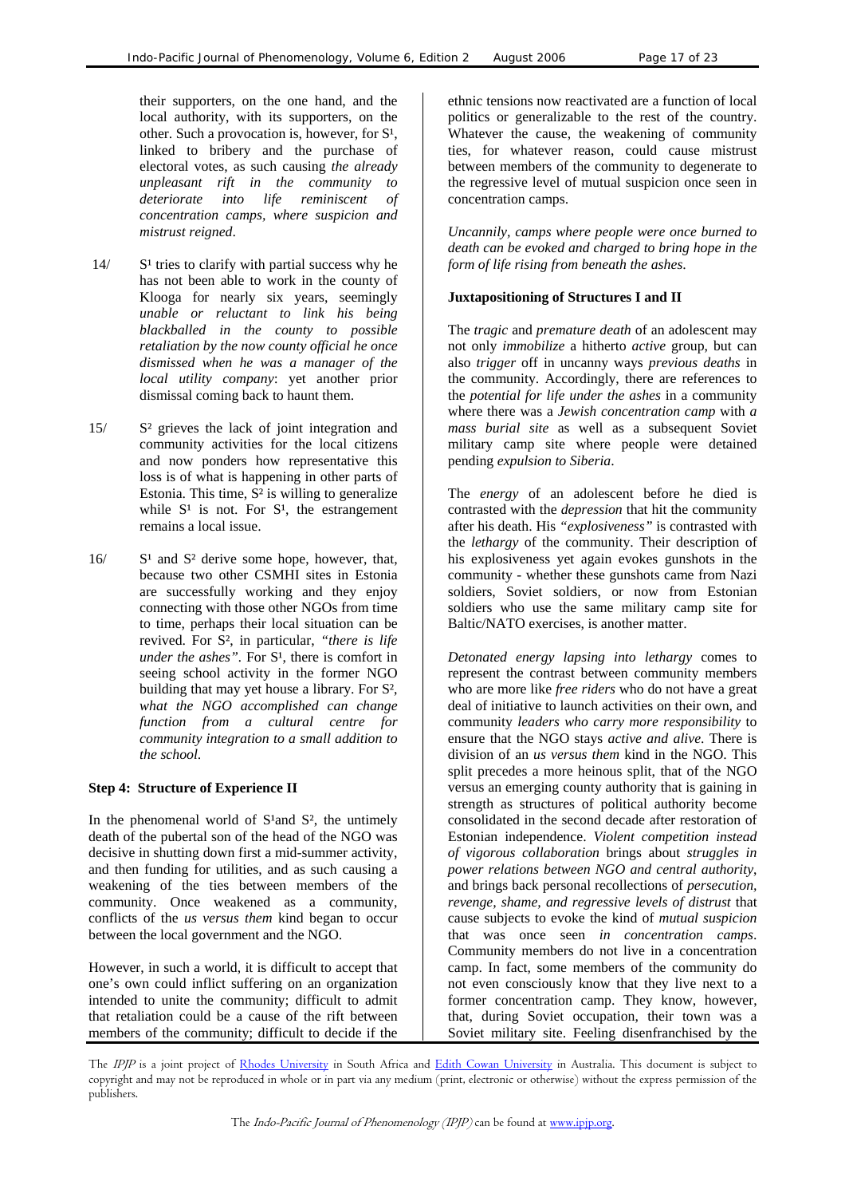their supporters, on the one hand, and the local authority, with its supporters, on the other. Such a provocation is, however, for S¹, linked to bribery and the purchase of electoral votes, as such causing *the already unpleasant rift in the community to deteriorate into life reminiscent of concentration camps, where suspicion and mistrust reigned*.

14/ S¹ tries to clarify with partial success why he has not been able to work in the county of Klooga for nearly six years, seemingly *unable or reluctant to link his being blackballed in the county to possible retaliation by the now county official he once dismissed when he was a manager of the local utility company*: yet another prior dismissal coming back to haunt them.

15/ S² grieves the lack of joint integration and community activities for the local citizens and now ponders how representative this loss is of what is happening in other parts of Estonia. This time, S² is willing to generalize while S¹ is not. For S¹, the estrangement remains a local issue.

16/ S¹ and S² derive some hope, however, that, because two other CSMHI sites in Estonia are successfully working and they enjoy connecting with those other NGOs from time to time, perhaps their local situation can be revived. For S², in particular, *"there is life under the ashes"*. For S¹, there is comfort in seeing school activity in the former NGO building that may yet house a library. For S², *what the NGO accomplished can change function from a cultural centre for community integration to a small addition to the school*.

**Step 4: Structure of Experience II**

In the phenomenal world of S¹and S², the untimely death of the pubertal son of the head of the NGO was decisive in shutting down first a mid-summer activity, and then funding for utilities, and as such causing a weakening of the ties between members of the community. Once weakened as a community, conflicts of the *us versus them* kind began to occur between the local government and the NGO.

However, in such a world, it is difficult to accept that one's own could inflict suffering on an organization intended to unite the community; difficult to admit that retaliation could be a cause of the rift between members of the community; difficult to decide if the ethnic tensions now reactivated are a function of local politics or generalizable to the rest of the country. Whatever the cause, the weakening of community ties, for whatever reason, could cause mistrust between members of the community to degenerate to the regressive level of mutual suspicion once seen in concentration camps.

*Uncannily, camps where people were once burned to death can be evoked and charged to bring hope in the form of life rising from beneath the ashes.*

**Juxtapositioning of Structures I and II**

The *tragic* and *premature death* of an adolescent may not only *immobilize* a hitherto *active* group, but can also *trigger* off in uncanny ways *previous deaths* in the community. Accordingly, there are references to the *potential for life under the ashes* in a community where there was a *Jewish concentration camp* with *a mass burial site* as well as a subsequent Soviet military camp site where people were detained pending *expulsion to Siberia*.

The *energy* of an adolescent before he died is contrasted with the *depression* that hit the community after his death. His *"explosiveness"* is contrasted with the *lethargy* of the community. Their description of his explosiveness yet again evokes gunshots in the community - whether these gunshots came from Nazi soldiers, Soviet soldiers, or now from Estonian soldiers who use the same military camp site for Baltic/NATO exercises, is another matter.

*Detonated energy lapsing into lethargy* comes to represent the contrast between community members who are more like *free riders* who do not have a great deal of initiative to launch activities on their own, and community *leaders who carry more responsibility* to ensure that the NGO stays *active and alive*. There is division of an *us versus them* kind in the NGO. This split precedes a more heinous split, that of the NGO versus an emerging county authority that is gaining in strength as structures of political authority become consolidated in the second decade after restoration of Estonian independence. *Violent competition instead of vigorous collaboration* brings about *struggles in power relations between NGO and central authority*, and brings back personal recollections of *persecution, revenge, shame, and regressive levels of distrust* that cause subjects to evoke the kind of *mutual suspicion* that was once seen *in concentration camps*. Community members do not live in a concentration camp. In fact, some members of the community do not even consciously know that they live next to a former concentration camp. They know, however, that, during Soviet occupation, their town was a Soviet military site. Feeling disenfranchised by the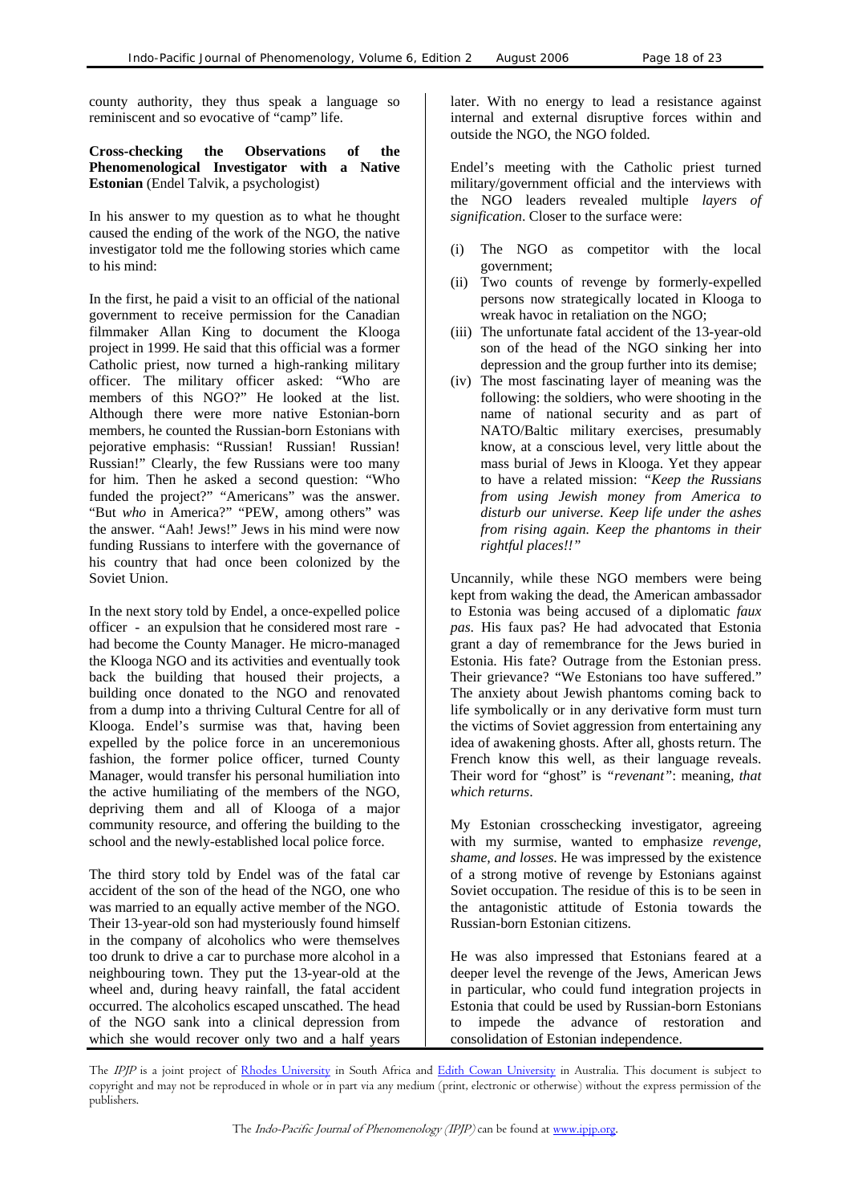county authority, they thus speak a language so reminiscent and so evocative of "camp" life.

**Cross-checking the Observations of the Phenomenological Investigator with a Native Estonian** (Endel Talvik, a psychologist)

In his answer to my question as to what he thought caused the ending of the work of the NGO, the native investigator told me the following stories which came to his mind:

In the first, he paid a visit to an official of the national government to receive permission for the Canadian filmmaker Allan King to document the Klooga project in 1999. He said that this official was a former Catholic priest, now turned a high-ranking military officer. The military officer asked: "Who are members of this NGO?" He looked at the list. Although there were more native Estonian-born members, he counted the Russian-born Estonians with pejorative emphasis: "Russian! Russian! Russian! Russian!" Clearly, the few Russians were too many for him. Then he asked a second question: "Who funded the project?" "Americans" was the answer. "But *who* in America?" "PEW, among others" was the answer. "Aah! Jews!" Jews in his mind were now funding Russians to interfere with the governance of his country that had once been colonized by the Soviet Union.

In the next story told by Endel, a once-expelled police officer - an expulsion that he considered most rare - had become the County Manager. He micro-managed the Klooga NGO and its activities and eventually took back the building that housed their projects, a building once donated to the NGO and renovated from a dump into a thriving Cultural Centre for all of Klooga. Endel's surmise was that, having been expelled by the police force in an unceremonious fashion, the former police officer, turned County Manager, would transfer his personal humiliation into the active humiliating of the members of the NGO, depriving them and all of Klooga of a major community resource, and offering the building to the school and the newly-established local police force.

The third story told by Endel was of the fatal car accident of the son of the head of the NGO, one who was married to an equally active member of the NGO. Their 13-year-old son had mysteriously found himself in the company of alcoholics who were themselves too drunk to drive a car to purchase more alcohol in a neighbouring town. They put the 13-year-old at the wheel and, during heavy rainfall, the fatal accident occurred. The alcoholics escaped unscathed. The head of the NGO sank into a clinical depression from which she would recover only two and a half years later. With no energy to lead a resistance against internal and external disruptive forces within and outside the NGO, the NGO folded.

Endel's meeting with the Catholic priest turned military/government official and the interviews with the NGO leaders revealed multiple *layers of signification*. Closer to the surface were:

(i) The NGO as competitor with the local government;
(ii) Two counts of revenge by formerly-expelled persons now strategically located in Klooga to wreak havoc in retaliation on the NGO;
(iii) The unfortunate fatal accident of the 13-year-old son of the head of the NGO sinking her into depression and the group further into its demise;
(iv) The most fascinating layer of meaning was the following: the soldiers, who were shooting in the name of national security and as part of NATO/Baltic military exercises, presumably know, at a conscious level, very little about the mass burial of Jews in Klooga. Yet they appear to have a related mission: *"Keep the Russians from using Jewish money from America to disturb our universe. Keep life under the ashes from rising again. Keep the phantoms in their rightful places!!"*

Uncannily, while these NGO members were being kept from waking the dead, the American ambassador to Estonia was being accused of a diplomatic *faux pas*. His faux pas? He had advocated that Estonia grant a day of remembrance for the Jews buried in Estonia. His fate? Outrage from the Estonian press. Their grievance? "We Estonians too have suffered." The anxiety about Jewish phantoms coming back to life symbolically or in any derivative form must turn the victims of Soviet aggression from entertaining any idea of awakening ghosts. After all, ghosts return. The French know this well, as their language reveals. Their word for "ghost" is *"revenant"*: meaning, *that which returns*.

My Estonian crosschecking investigator, agreeing with my surmise, wanted to emphasize *revenge, shame, and losses*. He was impressed by the existence of a strong motive of revenge by Estonians against Soviet occupation. The residue of this is to be seen in the antagonistic attitude of Estonia towards the Russian-born Estonian citizens.

He was also impressed that Estonians feared at a deeper level the revenge of the Jews, American Jews in particular, who could fund integration projects in Estonia that could be used by Russian-born Estonians to impede the advance of restoration and consolidation of Estonian independence.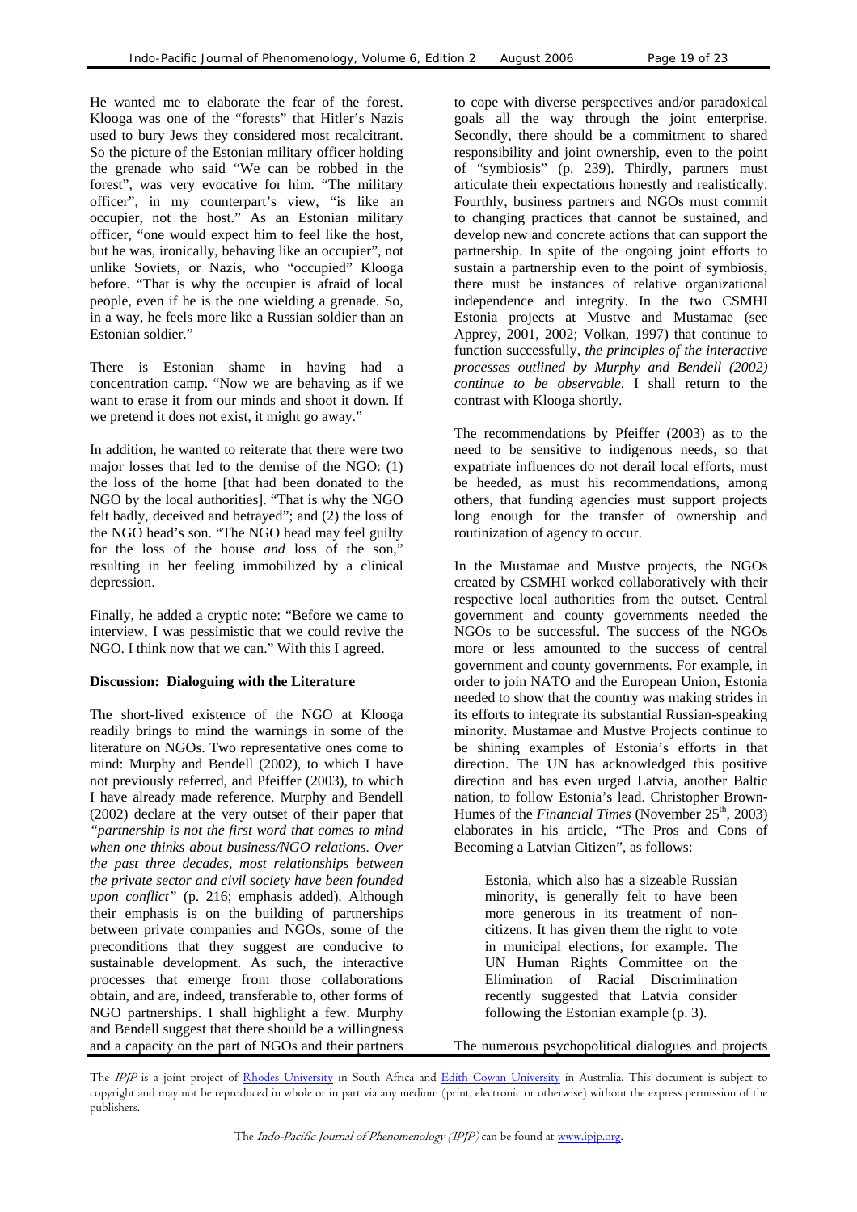He wanted me to elaborate the fear of the forest. Klooga was one of the "forests" that Hitler's Nazis used to bury Jews they considered most recalcitrant. So the picture of the Estonian military officer holding the grenade who said "We can be robbed in the forest", was very evocative for him. "The military officer", in my counterpart's view, "is like an occupier, not the host." As an Estonian military officer, "one would expect him to feel like the host, but he was, ironically, behaving like an occupier", not unlike Soviets, or Nazis, who "occupied" Klooga before. "That is why the occupier is afraid of local people, even if he is the one wielding a grenade. So, in a way, he feels more like a Russian soldier than an Estonian soldier."

There is Estonian shame in having had a concentration camp. "Now we are behaving as if we want to erase it from our minds and shoot it down. If we pretend it does not exist, it might go away."

In addition, he wanted to reiterate that there were two major losses that led to the demise of the NGO: (1) the loss of the home [that had been donated to the NGO by the local authorities]. "That is why the NGO felt badly, deceived and betrayed"; and (2) the loss of the NGO head's son. "The NGO head may feel guilty for the loss of the house *and* loss of the son," resulting in her feeling immobilized by a clinical depression.

Finally, he added a cryptic note: "Before we came to interview, I was pessimistic that we could revive the NGO. I think now that we can." With this I agreed.

**Discussion: Dialoguing with the Literature**

The short-lived existence of the NGO at Klooga readily brings to mind the warnings in some of the literature on NGOs. Two representative ones come to mind: Murphy and Bendell (2002), to which I have not previously referred, and Pfeiffer (2003), to which I have already made reference. Murphy and Bendell (2002) declare at the very outset of their paper that *"partnership is not the first word that comes to mind when one thinks about business/NGO relations. Over the past three decades, most relationships between the private sector and civil society have been founded upon conflict"* (p. 216; emphasis added). Although their emphasis is on the building of partnerships between private companies and NGOs, some of the preconditions that they suggest are conducive to sustainable development. As such, the interactive processes that emerge from those collaborations obtain, and are, indeed, transferable to, other forms of NGO partnerships. I shall highlight a few. Murphy and Bendell suggest that there should be a willingness and a capacity on the part of NGOs and their partners to cope with diverse perspectives and/or paradoxical goals all the way through the joint enterprise. Secondly, there should be a commitment to shared responsibility and joint ownership, even to the point of "symbiosis" (p. 239). Thirdly, partners must articulate their expectations honestly and realistically. Fourthly, business partners and NGOs must commit to changing practices that cannot be sustained, and develop new and concrete actions that can support the partnership. In spite of the ongoing joint efforts to sustain a partnership even to the point of symbiosis, there must be instances of relative organizational independence and integrity. In the two CSMHI Estonia projects at Mustve and Mustamae (see Apprey, 2001, 2002; Volkan, 1997) that continue to function successfully, *the principles of the interactive processes outlined by Murphy and Bendell (2002) continue to be observable*. I shall return to the contrast with Klooga shortly.

The recommendations by Pfeiffer (2003) as to the need to be sensitive to indigenous needs, so that expatriate influences do not derail local efforts, must be heeded, as must his recommendations, among others, that funding agencies must support projects long enough for the transfer of ownership and routinization of agency to occur.

In the Mustamae and Mustve projects, the NGOs created by CSMHI worked collaboratively with their respective local authorities from the outset. Central government and county governments needed the NGOs to be successful. The success of the NGOs more or less amounted to the success of central government and county governments. For example, in order to join NATO and the European Union, Estonia needed to show that the country was making strides in its efforts to integrate its substantial Russian-speaking minority. Mustamae and Mustve Projects continue to be shining examples of Estonia's efforts in that direction. The UN has acknowledged this positive direction and has even urged Latvia, another Baltic nation, to follow Estonia's lead. Christopher Brown-Humes of the *Financial Times* (November 25th, 2003) elaborates in his article, "The Pros and Cons of Becoming a Latvian Citizen", as follows:

> Estonia, which also has a sizeable Russian minority, is generally felt to have been more generous in its treatment of non-citizens. It has given them the right to vote in municipal elections, for example. The UN Human Rights Committee on the Elimination of Racial Discrimination recently suggested that Latvia consider following the Estonian example (p. 3).

The numerous psychopolitical dialogues and projects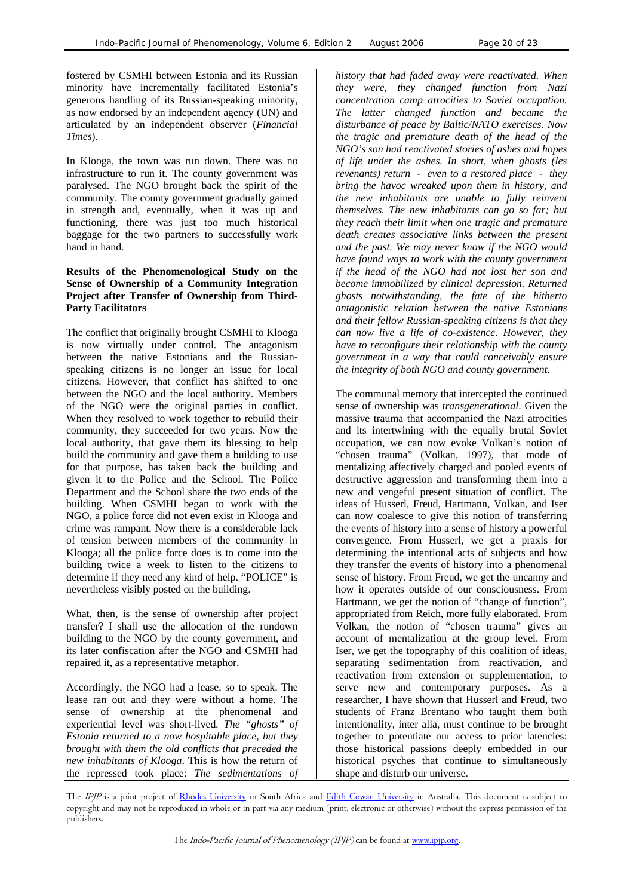fostered by CSMHI between Estonia and its Russian minority have incrementally facilitated Estonia's generous handling of its Russian-speaking minority, as now endorsed by an independent agency (UN) and articulated by an independent observer (*Financial Times*).

In Klooga, the town was run down. There was no infrastructure to run it. The county government was paralysed. The NGO brought back the spirit of the community. The county government gradually gained in strength and, eventually, when it was up and functioning, there was just too much historical baggage for the two partners to successfully work hand in hand.

**Results of the Phenomenological Study on the Sense of Ownership of a Community Integration Project after Transfer of Ownership from Third-Party Facilitators**

The conflict that originally brought CSMHI to Klooga is now virtually under control. The antagonism between the native Estonians and the Russian-speaking citizens is no longer an issue for local citizens. However, that conflict has shifted to one between the NGO and the local authority. Members of the NGO were the original parties in conflict. When they resolved to work together to rebuild their community, they succeeded for two years. Now the local authority, that gave them its blessing to help build the community and gave them a building to use for that purpose, has taken back the building and given it to the Police and the School. The Police Department and the School share the two ends of the building. When CSMHI began to work with the NGO, a police force did not even exist in Klooga and crime was rampant. Now there is a considerable lack of tension between members of the community in Klooga; all the police force does is to come into the building twice a week to listen to the citizens to determine if they need any kind of help. "POLICE" is nevertheless visibly posted on the building.

What, then, is the sense of ownership after project transfer? I shall use the allocation of the rundown building to the NGO by the county government, and its later confiscation after the NGO and CSMHI had repaired it, as a representative metaphor.

Accordingly, the NGO had a lease, so to speak. The lease ran out and they were without a home. The sense of ownership at the phenomenal and experiential level was short-lived. *The "ghosts" of Estonia returned to a now hospitable place, but they brought with them the old conflicts that preceded the new inhabitants of Klooga*. This is how the return of the repressed took place: *The sedimentations of history that had faded away were reactivated. When they were, they changed function from Nazi concentration camp atrocities to Soviet occupation. The latter changed function and became the disturbance of peace by Baltic/NATO exercises. Now the tragic and premature death of the head of the NGO's son had reactivated stories of ashes and hopes of life under the ashes. In short, when ghosts (les revenants) return - even to a restored place - they bring the havoc wreaked upon them in history, and the new inhabitants are unable to fully reinvent themselves. The new inhabitants can go so far; but they reach their limit when one tragic and premature death creates associative links between the present and the past. We may never know if the NGO would have found ways to work with the county government if the head of the NGO had not lost her son and become immobilized by clinical depression. Returned ghosts notwithstanding, the fate of the hitherto antagonistic relation between the native Estonians and their fellow Russian-speaking citizens is that they can now live a life of co-existence. However, they have to reconfigure their relationship with the county government in a way that could conceivably ensure the integrity of both NGO and county government.*

The communal memory that intercepted the continued sense of ownership was *transgenerational*. Given the massive trauma that accompanied the Nazi atrocities and its intertwining with the equally brutal Soviet occupation, we can now evoke Volkan's notion of "chosen trauma" (Volkan, 1997), that mode of mentalizing affectively charged and pooled events of destructive aggression and transforming them into a new and vengeful present situation of conflict. The ideas of Husserl, Freud, Hartmann, Volkan, and Iser can now coalesce to give this notion of transferring the events of history into a sense of history a powerful convergence. From Husserl, we get a praxis for determining the intentional acts of subjects and how they transfer the events of history into a phenomenal sense of history. From Freud, we get the uncanny and how it operates outside of our consciousness. From Hartmann, we get the notion of "change of function", appropriated from Reich, more fully elaborated. From Volkan, the notion of "chosen trauma" gives an account of mentalization at the group level. From Iser, we get the topography of this coalition of ideas, separating sedimentation from reactivation, and reactivation from extension or supplementation, to serve new and contemporary purposes. As a researcher, I have shown that Husserl and Freud, two students of Franz Brentano who taught them both intentionality, inter alia, must continue to be brought together to potentiate our access to prior latencies: those historical passions deeply embedded in our historical psyches that continue to simultaneously shape and disturb our universe.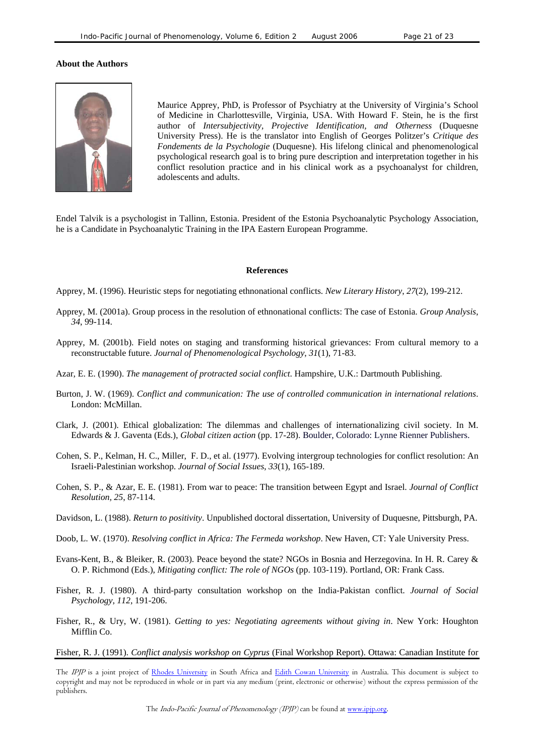**About the Authors**

Maurice Apprey, PhD, is Professor of Psychiatry at the University of Virginia's School of Medicine in Charlottesville, Virginia, USA. With Howard F. Stein, he is the first author of *Intersubjectivity, Projective Identification, and Otherness* (Duquesne University Press). He is the translator into English of Georges Politzer's *Critique des Fondements de la Psychologie* (Duquesne). His lifelong clinical and phenomenological psychological research goal is to bring pure description and interpretation together in his conflict resolution practice and in his clinical work as a psychoanalyst for children, adolescents and adults.

Endel Talvik is a psychologist in Tallinn, Estonia. President of the Estonia Psychoanalytic Psychology Association, he is a Candidate in Psychoanalytic Training in the IPA Eastern European Programme.

**References**

Apprey, M. (1996). Heuristic steps for negotiating ethnonational conflicts. *New Literary History*, *27*(2), 199-212.

Apprey, M. (2001a). Group process in the resolution of ethnonational conflicts: The case of Estonia. *Group Analysis*, *34*, 99-114.

Apprey, M. (2001b). Field notes on staging and transforming historical grievances: From cultural memory to a reconstructable future. *Journal of Phenomenological Psychology*, *31*(1), 71-83.

Azar, E. E. (1990). *The management of protracted social conflict*. Hampshire, U.K.: Dartmouth Publishing.

Burton, J. W. (1969). *Conflict and communication: The use of controlled communication in international relations*. London: McMillan.

Clark, J. (2001). Ethical globalization: The dilemmas and challenges of internationalizing civil society. In M. Edwards & J. Gaventa (Eds.), *Global citizen action* (pp. 17-28). Boulder, Colorado: Lynne Rienner Publishers.

Cohen, S. P., Kelman, H. C., Miller, F. D., et al. (1977). Evolving intergroup technologies for conflict resolution: An Israeli-Palestinian workshop. *Journal of Social Issues*, *33*(1), 165-189.

Cohen, S. P., & Azar, E. E. (1981). From war to peace: The transition between Egypt and Israel. *Journal of Conflict Resolution, 25*, 87-114.

Davidson, L. (1988). *Return to positivity*. Unpublished doctoral dissertation, University of Duquesne, Pittsburgh, PA.

Doob, L. W. (1970). *Resolving conflict in Africa: The Fermeda workshop*. New Haven, CT: Yale University Press.

Evans-Kent, B., & Bleiker, R. (2003). Peace beyond the state? NGOs in Bosnia and Herzegovina. In H. R. Carey & O. P. Richmond (Eds.), *Mitigating conflict: The role of NGOs* (pp. 103-119). Portland, OR: Frank Cass.

Fisher, R. J. (1980). A third-party consultation workshop on the India-Pakistan conflict. *Journal of Social Psychology*, *112*, 191-206.

Fisher, R., & Ury, W. (1981). *Getting to yes: Negotiating agreements without giving in*. New York: Houghton Mifflin Co.

Fisher, R. J. (1991). *Conflict analysis workshop on Cyprus* (Final Workshop Report). Ottawa: Canadian Institute for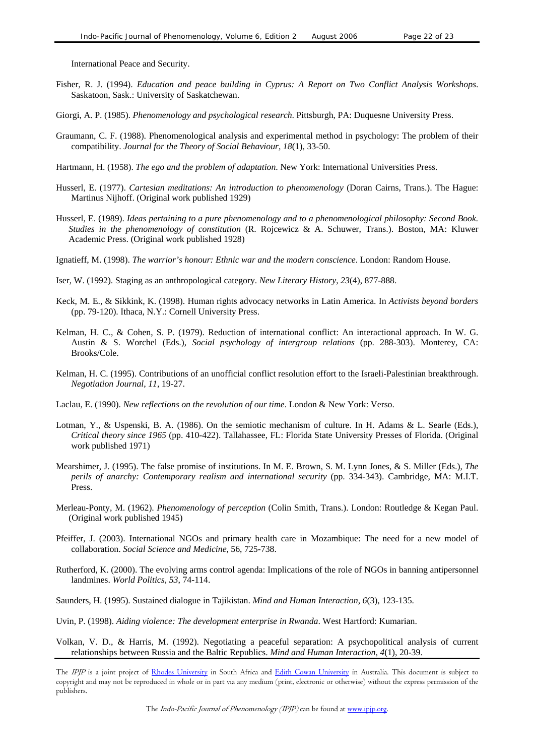International Peace and Security.

Fisher, R. J. (1994). *Education and peace building in Cyprus: A Report on Two Conflict Analysis Workshops*. Saskatoon, Sask.: University of Saskatchewan.

Giorgi, A. P. (1985). *Phenomenology and psychological research*. Pittsburgh, PA: Duquesne University Press.

Graumann, C. F. (1988). Phenomenological analysis and experimental method in psychology: The problem of their compatibility. *Journal for the Theory of Social Behaviour*, *18*(1), 33-50.

Hartmann, H. (1958). *The ego and the problem of adaptation*. New York: International Universities Press.

Husserl, E. (1977). *Cartesian meditations: An introduction to phenomenology* (Doran Cairns, Trans.). The Hague: Martinus Nijhoff. (Original work published 1929)

Husserl, E. (1989). *Ideas pertaining to a pure phenomenology and to a phenomenological philosophy: Second Book. Studies in the phenomenology of constitution* (R. Rojcewicz & A. Schuwer, Trans.). Boston, MA: Kluwer Academic Press. (Original work published 1928)

Ignatieff, M. (1998). *The warrior's honour: Ethnic war and the modern conscience*. London: Random House.

Iser, W. (1992). Staging as an anthropological category. *New Literary History*, *23*(4), 877-888.

Keck, M. E., & Sikkink, K. (1998). Human rights advocacy networks in Latin America. In *Activists beyond borders* (pp. 79-120). Ithaca, N.Y.: Cornell University Press.

Kelman, H. C., & Cohen, S. P. (1979). Reduction of international conflict: An interactional approach. In W. G. Austin & S. Worchel (Eds.), *Social psychology of intergroup relations* (pp. 288-303). Monterey, CA: Brooks/Cole.

Kelman, H. C. (1995). Contributions of an unofficial conflict resolution effort to the Israeli-Palestinian breakthrough. *Negotiation Journal*, *11*, 19-27.

Laclau, E. (1990). *New reflections on the revolution of our time*. London & New York: Verso.

Lotman, Y., & Uspenski, B. A. (1986). On the semiotic mechanism of culture. In H. Adams & L. Searle (Eds.), *Critical theory since 1965* (pp. 410-422). Tallahassee, FL: Florida State University Presses of Florida. (Original work published 1971)

Mearshimer, J. (1995). The false promise of institutions. In M. E. Brown, S. M. Lynn Jones, & S. Miller (Eds.), *The perils of anarchy: Contemporary realism and international security* (pp. 334-343). Cambridge, MA: M.I.T. Press.

Merleau-Ponty, M. (1962). *Phenomenology of perception* (Colin Smith, Trans.). London: Routledge & Kegan Paul. (Original work published 1945)

Pfeiffer, J. (2003). International NGOs and primary health care in Mozambique: The need for a new model of collaboration. *Social Science and Medicine*, 56, 725-738.

Rutherford, K. (2000). The evolving arms control agenda: Implications of the role of NGOs in banning antipersonnel landmines. *World Politics*, *53*, 74-114.

Saunders, H. (1995). Sustained dialogue in Tajikistan. *Mind and Human Interaction*, *6*(3), 123-135.

Uvin, P. (1998). *Aiding violence: The development enterprise in Rwanda*. West Hartford: Kumarian.

Volkan, V. D., & Harris, M. (1992). Negotiating a peaceful separation: A psychopolitical analysis of current relationships between Russia and the Baltic Republics. *Mind and Human Interaction*, *4*(1), 20-39.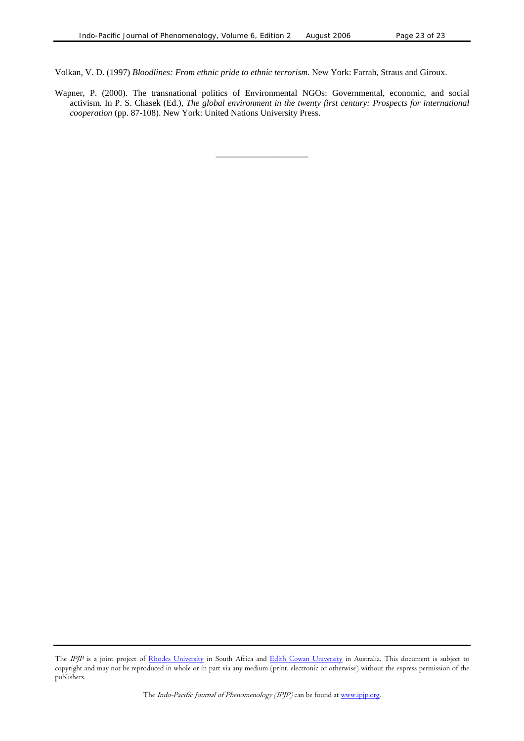Volkan, V. D. (1997) *Bloodlines: From ethnic pride to ethnic terrorism*. New York: Farrah, Straus and Giroux.

Wapner, P. (2000). The transnational politics of Environmental NGOs: Governmental, economic, and social activism. In P. S. Chasek (Ed.), *The global environment in the twenty first century: Prospects for international cooperation* (pp. 87-108). New York: United Nations University Press.

______________________

The *IPJP* is a joint project of Rhodes University in South Africa and Edith Cowan University in Australia. This document is subject to copyright and may not be reproduced in whole or in part via any medium (print, electronic or otherwise) without the express permission of the publishers.

The *Indo-Pacific Journal of Phenomenology (IPJP)* can be found at www.ipjp.org.